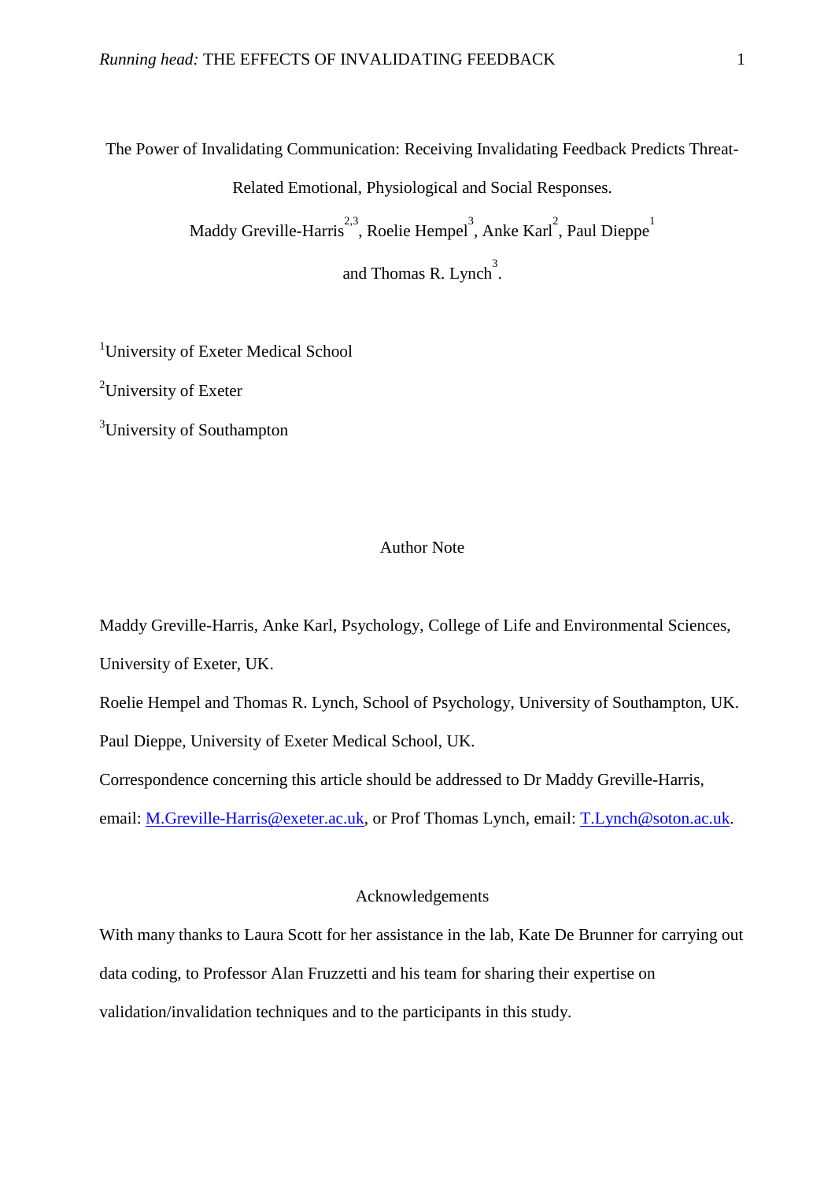# The Power of Invalidating Communication: Receiving Invalidating Feedback Predicts Threat-Related Emotional, Physiological and Social Responses.

Maddy Greville-Harris[2,3], Roelie Hempel[3], Anke Karl[2], Paul Dieppe[1] and Thomas R. Lynch[3].

[1]University of Exeter Medical School

[2]University of Exeter

[3]University of Southampton

## Author Note

Maddy Greville-Harris, Anke Karl, Psychology, College of Life and Environmental Sciences, University of Exeter, UK.

Roelie Hempel and Thomas R. Lynch, School of Psychology, University of Southampton, UK.

Paul Dieppe, University of Exeter Medical School, UK.

Correspondence concerning this article should be addressed to Dr Maddy Greville-Harris, email: M.Greville-Harris@exeter.ac.uk, or Prof Thomas Lynch, email: T.Lynch@soton.ac.uk.

## Acknowledgements

With many thanks to Laura Scott for her assistance in the lab, Kate De Brunner for carrying out data coding, to Professor Alan Fruzzetti and his team for sharing their expertise on validation/invalidation techniques and to the participants in this study.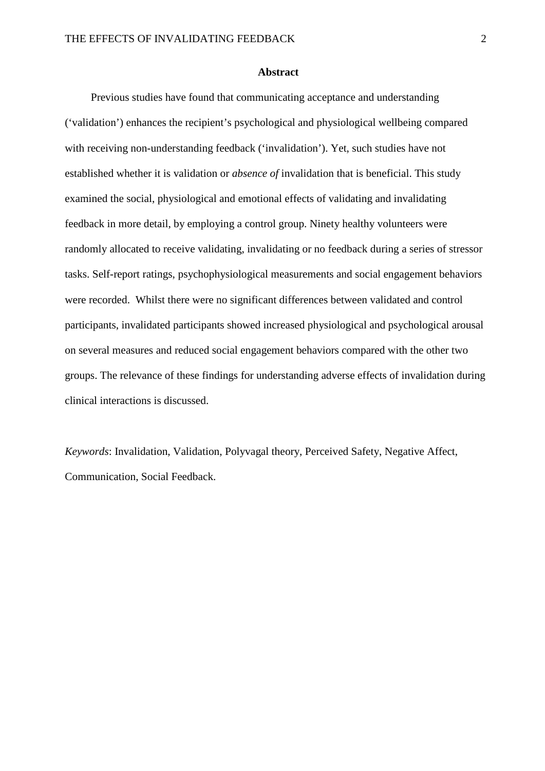## Abstract

Previous studies have found that communicating acceptance and understanding (‘validation’) enhances the recipient’s psychological and physiological wellbeing compared with receiving non-understanding feedback (‘invalidation’). Yet, such studies have not established whether it is validation or *absence of* invalidation that is beneficial. This study examined the social, physiological and emotional effects of validating and invalidating feedback in more detail, by employing a control group. Ninety healthy volunteers were randomly allocated to receive validating, invalidating or no feedback during a series of stressor tasks. Self-report ratings, psychophysiological measurements and social engagement behaviors were recorded. Whilst there were no significant differences between validated and control participants, invalidated participants showed increased physiological and psychological arousal on several measures and reduced social engagement behaviors compared with the other two groups. The relevance of these findings for understanding adverse effects of invalidation during clinical interactions is discussed.

*Keywords*: Invalidation, Validation, Polyvagal theory, Perceived Safety, Negative Affect, Communication, Social Feedback.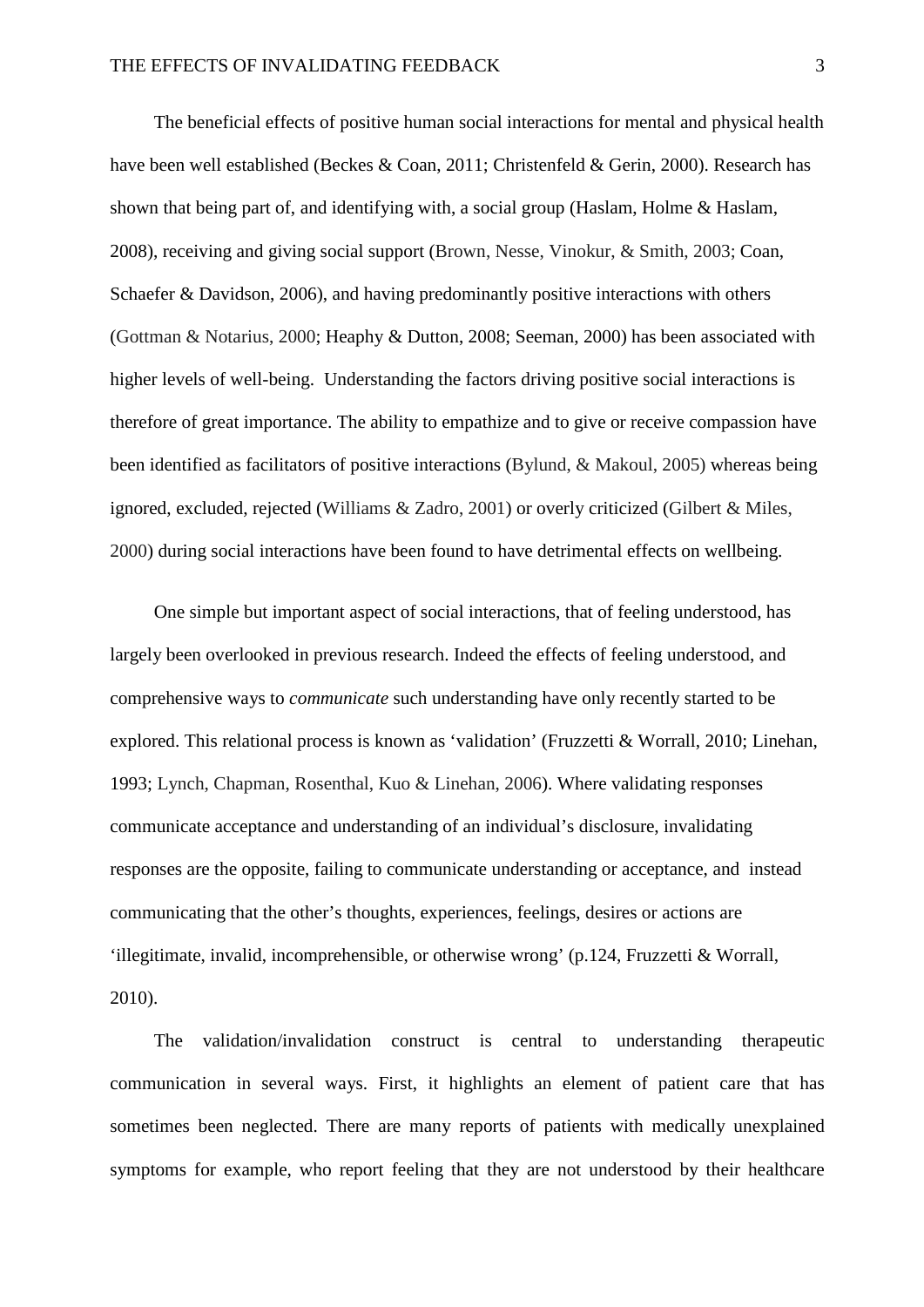The beneficial effects of positive human social interactions for mental and physical health have been well established (Beckes & Coan, 2011; Christenfeld & Gerin, 2000). Research has shown that being part of, and identifying with, a social group (Haslam, Holme & Haslam, 2008), receiving and giving social support (Brown, Nesse, Vinokur, & Smith, 2003; Coan, Schaefer & Davidson, 2006), and having predominantly positive interactions with others (Gottman & Notarius, 2000; Heaphy & Dutton, 2008; Seeman, 2000) has been associated with higher levels of well-being. Understanding the factors driving positive social interactions is therefore of great importance. The ability to empathize and to give or receive compassion have been identified as facilitators of positive interactions (Bylund, & Makoul, 2005) whereas being ignored, excluded, rejected (Williams & Zadro, 2001) or overly criticized (Gilbert & Miles, 2000) during social interactions have been found to have detrimental effects on wellbeing.

One simple but important aspect of social interactions, that of feeling understood, has largely been overlooked in previous research. Indeed the effects of feeling understood, and comprehensive ways to *communicate* such understanding have only recently started to be explored. This relational process is known as 'validation' (Fruzzetti & Worrall, 2010; Linehan, 1993; Lynch, Chapman, Rosenthal, Kuo & Linehan, 2006). Where validating responses communicate acceptance and understanding of an individual's disclosure, invalidating responses are the opposite, failing to communicate understanding or acceptance, and instead communicating that the other's thoughts, experiences, feelings, desires or actions are 'illegitimate, invalid, incomprehensible, or otherwise wrong' (p.124, Fruzzetti & Worrall, 2010).

The validation/invalidation construct is central to understanding therapeutic communication in several ways. First, it highlights an element of patient care that has sometimes been neglected. There are many reports of patients with medically unexplained symptoms for example, who report feeling that they are not understood by their healthcare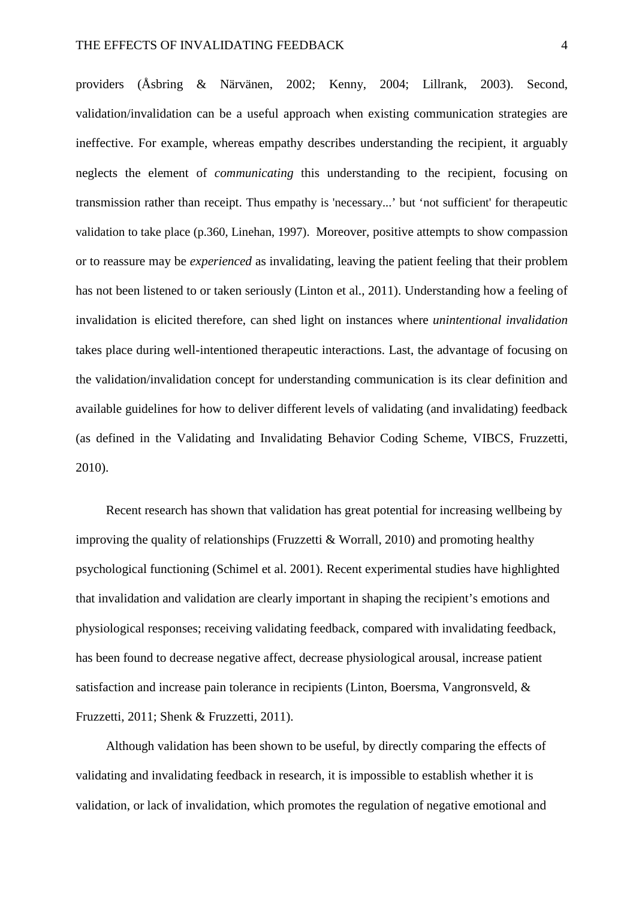providers (Åsbring & Närvänen, 2002; Kenny, 2004; Lillrank, 2003). Second, validation/invalidation can be a useful approach when existing communication strategies are ineffective. For example, whereas empathy describes understanding the recipient, it arguably neglects the element of *communicating* this understanding to the recipient, focusing on transmission rather than receipt. Thus empathy is 'necessary...' but 'not sufficient' for therapeutic validation to take place (p.360, Linehan, 1997). Moreover, positive attempts to show compassion or to reassure may be *experienced* as invalidating, leaving the patient feeling that their problem has not been listened to or taken seriously (Linton et al., 2011). Understanding how a feeling of invalidation is elicited therefore, can shed light on instances where *unintentional invalidation* takes place during well-intentioned therapeutic interactions. Last, the advantage of focusing on the validation/invalidation concept for understanding communication is its clear definition and available guidelines for how to deliver different levels of validating (and invalidating) feedback (as defined in the Validating and Invalidating Behavior Coding Scheme, VIBCS, Fruzzetti, 2010).

Recent research has shown that validation has great potential for increasing wellbeing by improving the quality of relationships (Fruzzetti & Worrall, 2010) and promoting healthy psychological functioning (Schimel et al. 2001). Recent experimental studies have highlighted that invalidation and validation are clearly important in shaping the recipient's emotions and physiological responses; receiving validating feedback, compared with invalidating feedback, has been found to decrease negative affect, decrease physiological arousal, increase patient satisfaction and increase pain tolerance in recipients (Linton, Boersma, Vangronsveld, & Fruzzetti, 2011; Shenk & Fruzzetti, 2011).

Although validation has been shown to be useful, by directly comparing the effects of validating and invalidating feedback in research, it is impossible to establish whether it is validation, or lack of invalidation, which promotes the regulation of negative emotional and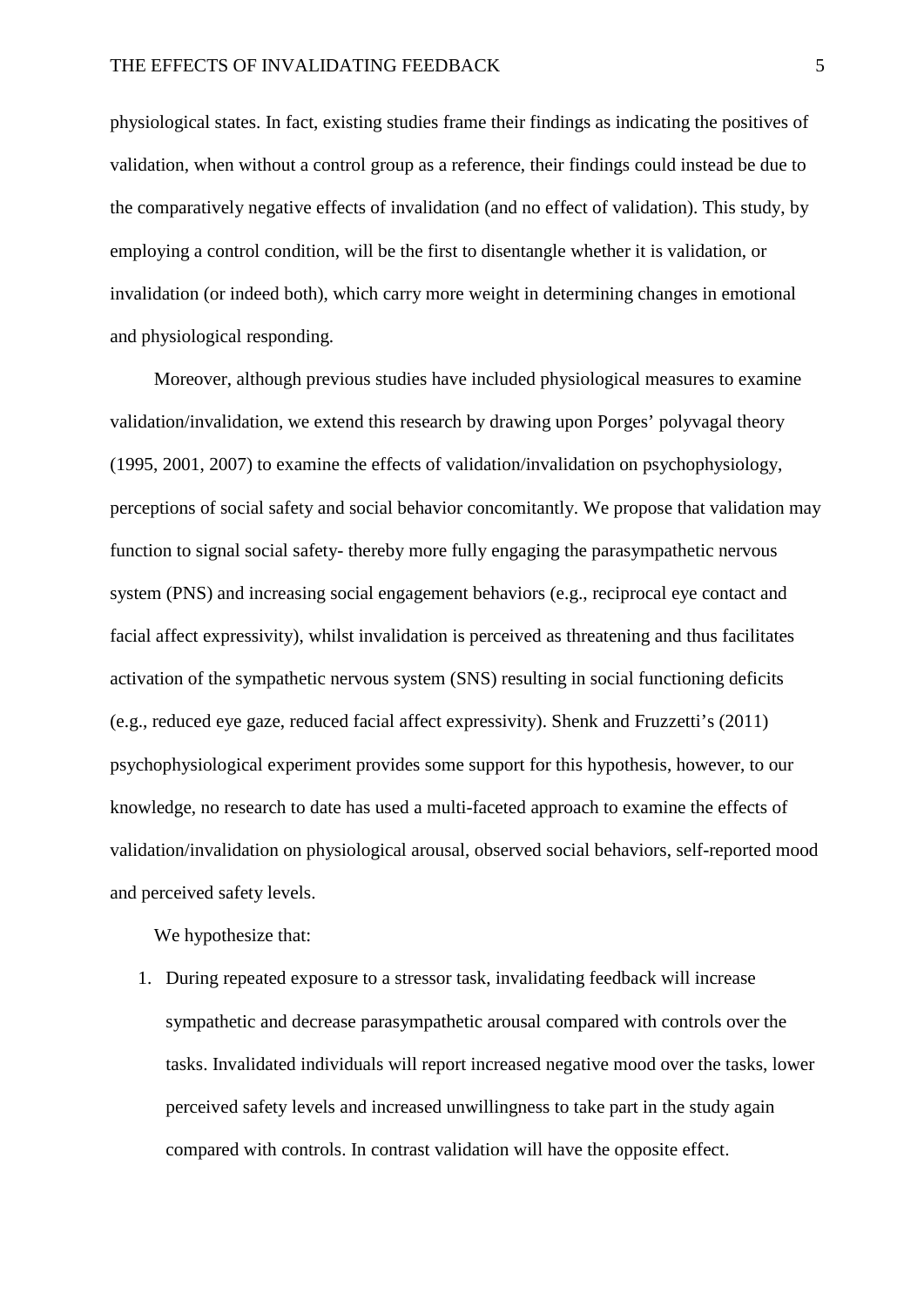physiological states. In fact, existing studies frame their findings as indicating the positives of validation, when without a control group as a reference, their findings could instead be due to the comparatively negative effects of invalidation (and no effect of validation). This study, by employing a control condition, will be the first to disentangle whether it is validation, or invalidation (or indeed both), which carry more weight in determining changes in emotional and physiological responding.

Moreover, although previous studies have included physiological measures to examine validation/invalidation, we extend this research by drawing upon Porges' polyvagal theory (1995, 2001, 2007) to examine the effects of validation/invalidation on psychophysiology, perceptions of social safety and social behavior concomitantly. We propose that validation may function to signal social safety- thereby more fully engaging the parasympathetic nervous system (PNS) and increasing social engagement behaviors (e.g., reciprocal eye contact and facial affect expressivity), whilst invalidation is perceived as threatening and thus facilitates activation of the sympathetic nervous system (SNS) resulting in social functioning deficits (e.g., reduced eye gaze, reduced facial affect expressivity). Shenk and Fruzzetti's (2011) psychophysiological experiment provides some support for this hypothesis, however, to our knowledge, no research to date has used a multi-faceted approach to examine the effects of validation/invalidation on physiological arousal, observed social behaviors, self-reported mood and perceived safety levels.

We hypothesize that:

1. During repeated exposure to a stressor task, invalidating feedback will increase sympathetic and decrease parasympathetic arousal compared with controls over the tasks. Invalidated individuals will report increased negative mood over the tasks, lower perceived safety levels and increased unwillingness to take part in the study again compared with controls. In contrast validation will have the opposite effect.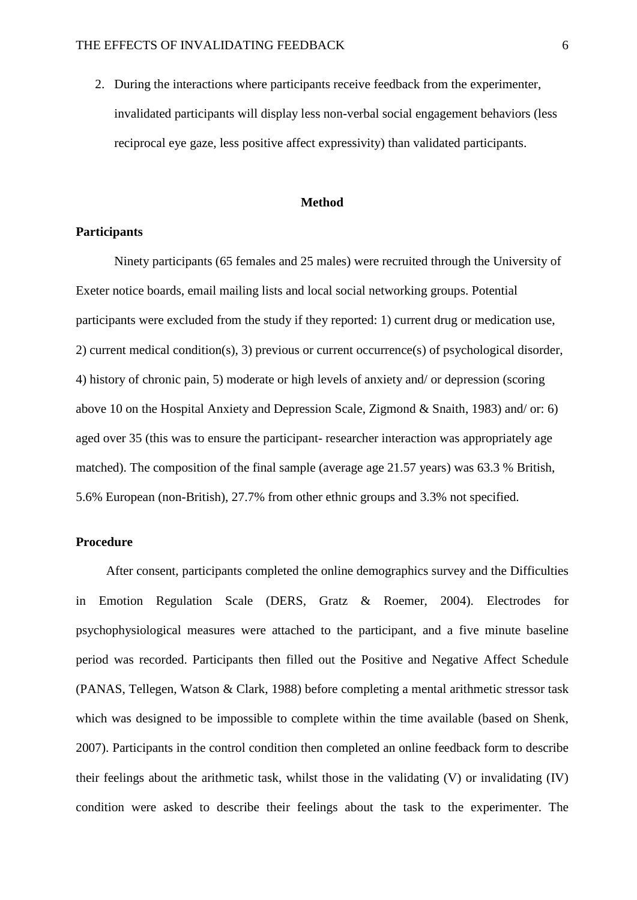2. During the interactions where participants receive feedback from the experimenter, invalidated participants will display less non-verbal social engagement behaviors (less reciprocal eye gaze, less positive affect expressivity) than validated participants.

## Method

### Participants

Ninety participants (65 females and 25 males) were recruited through the University of Exeter notice boards, email mailing lists and local social networking groups. Potential participants were excluded from the study if they reported: 1) current drug or medication use, 2) current medical condition(s), 3) previous or current occurrence(s) of psychological disorder, 4) history of chronic pain, 5) moderate or high levels of anxiety and/ or depression (scoring above 10 on the Hospital Anxiety and Depression Scale, Zigmond & Snaith, 1983) and/ or: 6) aged over 35 (this was to ensure the participant- researcher interaction was appropriately age matched). The composition of the final sample (average age 21.57 years) was 63.3 % British, 5.6% European (non-British), 27.7% from other ethnic groups and 3.3% not specified.

### Procedure

After consent, participants completed the online demographics survey and the Difficulties in Emotion Regulation Scale (DERS, Gratz & Roemer, 2004). Electrodes for psychophysiological measures were attached to the participant, and a five minute baseline period was recorded. Participants then filled out the Positive and Negative Affect Schedule (PANAS, Tellegen, Watson & Clark, 1988) before completing a mental arithmetic stressor task which was designed to be impossible to complete within the time available (based on Shenk, 2007). Participants in the control condition then completed an online feedback form to describe their feelings about the arithmetic task, whilst those in the validating (V) or invalidating (IV) condition were asked to describe their feelings about the task to the experimenter. The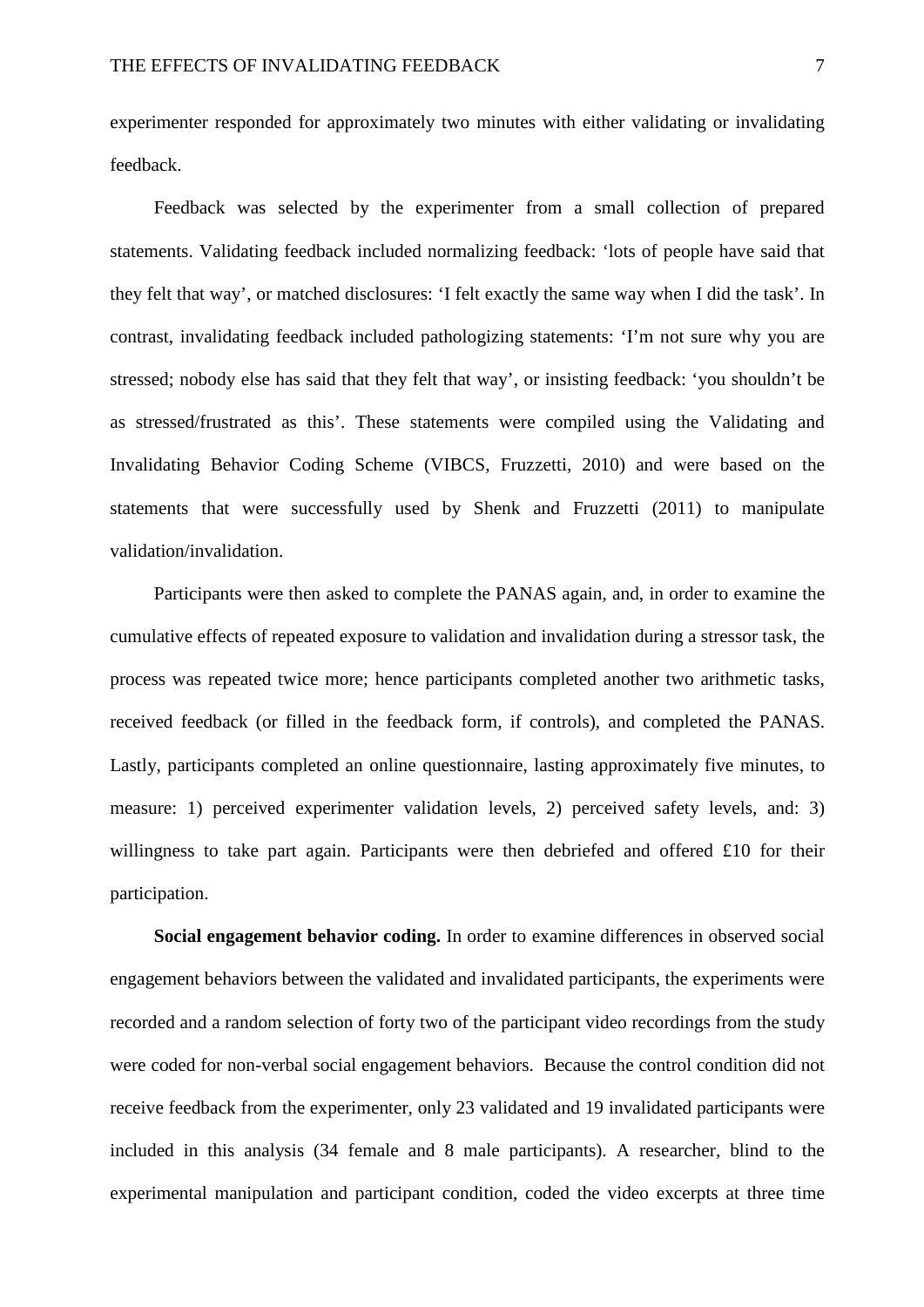experimenter responded for approximately two minutes with either validating or invalidating feedback.

Feedback was selected by the experimenter from a small collection of prepared statements. Validating feedback included normalizing feedback: 'lots of people have said that they felt that way', or matched disclosures: 'I felt exactly the same way when I did the task'. In contrast, invalidating feedback included pathologizing statements: 'I'm not sure why you are stressed; nobody else has said that they felt that way', or insisting feedback: 'you shouldn't be as stressed/frustrated as this'. These statements were compiled using the Validating and Invalidating Behavior Coding Scheme (VIBCS, Fruzzetti, 2010) and were based on the statements that were successfully used by Shenk and Fruzzetti (2011) to manipulate validation/invalidation.

Participants were then asked to complete the PANAS again, and, in order to examine the cumulative effects of repeated exposure to validation and invalidation during a stressor task, the process was repeated twice more; hence participants completed another two arithmetic tasks, received feedback (or filled in the feedback form, if controls), and completed the PANAS. Lastly, participants completed an online questionnaire, lasting approximately five minutes, to measure: 1) perceived experimenter validation levels, 2) perceived safety levels, and: 3) willingness to take part again. Participants were then debriefed and offered £10 for their participation.

**Social engagement behavior coding.** In order to examine differences in observed social engagement behaviors between the validated and invalidated participants, the experiments were recorded and a random selection of forty two of the participant video recordings from the study were coded for non-verbal social engagement behaviors. Because the control condition did not receive feedback from the experimenter, only 23 validated and 19 invalidated participants were included in this analysis (34 female and 8 male participants). A researcher, blind to the experimental manipulation and participant condition, coded the video excerpts at three time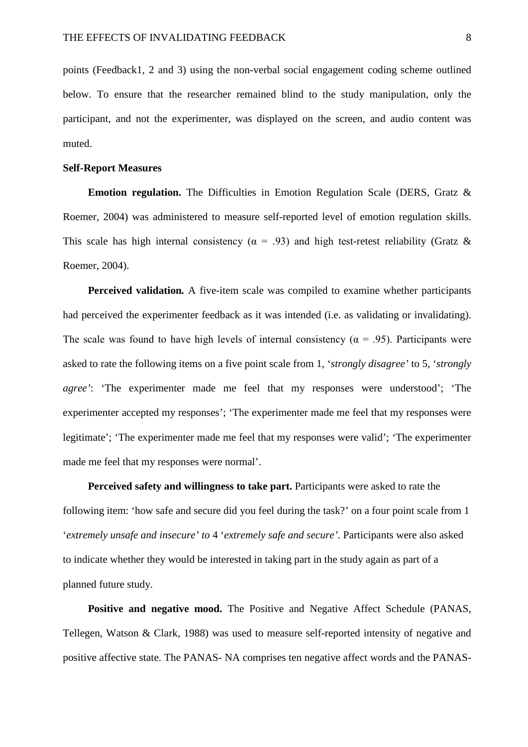points (Feedback1, 2 and 3) using the non-verbal social engagement coding scheme outlined below. To ensure that the researcher remained blind to the study manipulation, only the participant, and not the experimenter, was displayed on the screen, and audio content was muted.

**Self-Report Measures**

**Emotion regulation.** The Difficulties in Emotion Regulation Scale (DERS, Gratz & Roemer, 2004) was administered to measure self-reported level of emotion regulation skills. This scale has high internal consistency ($\alpha$ = .93) and high test-retest reliability (Gratz & Roemer, 2004).

**Perceived validation.** A five-item scale was compiled to examine whether participants had perceived the experimenter feedback as it was intended (i.e. as validating or invalidating). The scale was found to have high levels of internal consistency ($\alpha$ = .95). Participants were asked to rate the following items on a five point scale from 1, '*strongly disagree'* to 5, '*strongly agree'*: 'The experimenter made me feel that my responses were understood'; 'The experimenter accepted my responses'; 'The experimenter made me feel that my responses were legitimate'; 'The experimenter made me feel that my responses were valid'; 'The experimenter made me feel that my responses were normal'.

**Perceived safety and willingness to take part.** Participants were asked to rate the following item: 'how safe and secure did you feel during the task?' on a four point scale from 1 '*extremely unsafe and insecure' to* 4 '*extremely safe and secure'*. Participants were also asked to indicate whether they would be interested in taking part in the study again as part of a planned future study.

**Positive and negative mood.** The Positive and Negative Affect Schedule (PANAS, Tellegen, Watson & Clark, 1988) was used to measure self-reported intensity of negative and positive affective state. The PANAS- NA comprises ten negative affect words and the PANAS-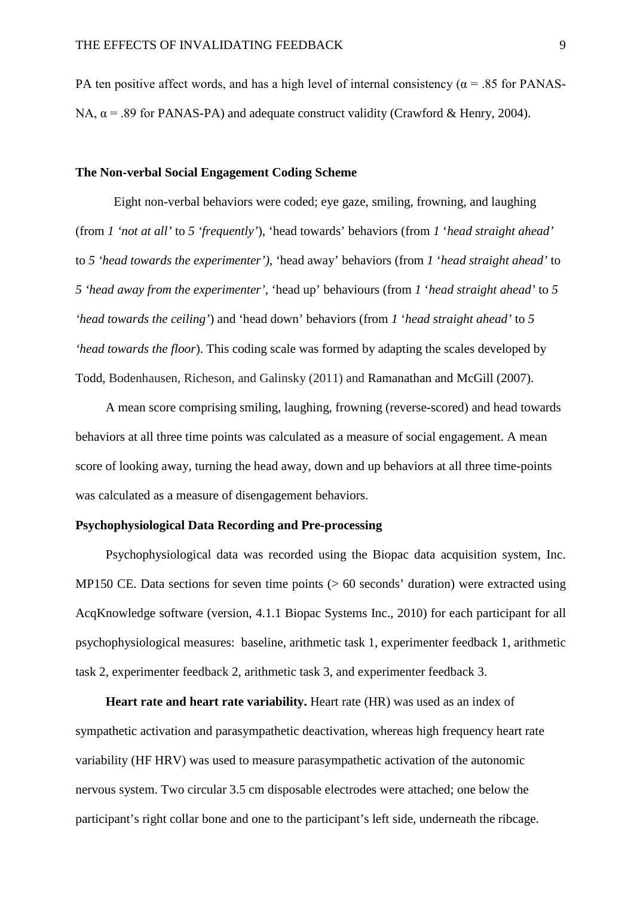PA ten positive affect words, and has a high level of internal consistency ($\alpha$ = .85 for PANAS-NA, $\alpha$ = .89 for PANAS-PA) and adequate construct validity (Crawford & Henry, 2004).

**The Non-verbal Social Engagement Coding Scheme**

Eight non-verbal behaviors were coded; eye gaze, smiling, frowning, and laughing (from *1 'not at all'* to *5 'frequently'*), 'head towards' behaviors (from *1 'head straight ahead'* to *5 'head towards the experimenter')*, 'head away' behaviors (from *1 'head straight ahead'* to *5 'head away from the experimenter'*, 'head up' behaviours (from *1 'head straight ahead'* to *5 'head towards the ceiling'*) and 'head down' behaviors (from *1 'head straight ahead'* to *5 'head towards the floor*). This coding scale was formed by adapting the scales developed by Todd, Bodenhausen, Richeson, and Galinsky (2011) and Ramanathan and McGill (2007).

A mean score comprising smiling, laughing, frowning (reverse-scored) and head towards behaviors at all three time points was calculated as a measure of social engagement. A mean score of looking away, turning the head away, down and up behaviors at all three time-points was calculated as a measure of disengagement behaviors.

**Psychophysiological Data Recording and Pre-processing**

Psychophysiological data was recorded using the Biopac data acquisition system, Inc. MP150 CE. Data sections for seven time points (> 60 seconds' duration) were extracted using AcqKnowledge software (version, 4.1.1 Biopac Systems Inc., 2010) for each participant for all psychophysiological measures: baseline, arithmetic task 1, experimenter feedback 1, arithmetic task 2, experimenter feedback 2, arithmetic task 3, and experimenter feedback 3.

**Heart rate and heart rate variability.** Heart rate (HR) was used as an index of sympathetic activation and parasympathetic deactivation, whereas high frequency heart rate variability (HF HRV) was used to measure parasympathetic activation of the autonomic nervous system. Two circular 3.5 cm disposable electrodes were attached; one below the participant's right collar bone and one to the participant's left side, underneath the ribcage.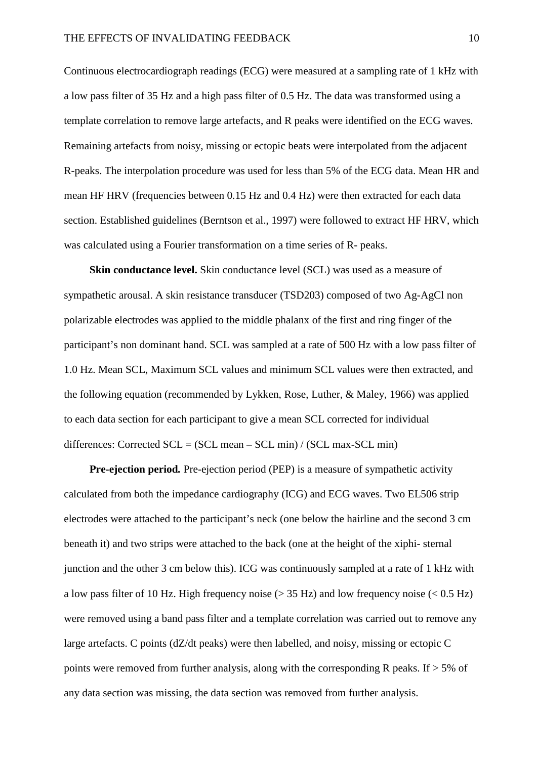Continuous electrocardiograph readings (ECG) were measured at a sampling rate of 1 kHz with a low pass filter of 35 Hz and a high pass filter of 0.5 Hz. The data was transformed using a template correlation to remove large artefacts, and R peaks were identified on the ECG waves. Remaining artefacts from noisy, missing or ectopic beats were interpolated from the adjacent R-peaks. The interpolation procedure was used for less than 5% of the ECG data. Mean HR and mean HF HRV (frequencies between 0.15 Hz and 0.4 Hz) were then extracted for each data section. Established guidelines (Berntson et al., 1997) were followed to extract HF HRV, which was calculated using a Fourier transformation on a time series of R- peaks.

**Skin conductance level.** Skin conductance level (SCL) was used as a measure of sympathetic arousal. A skin resistance transducer (TSD203) composed of two Ag-AgCl non polarizable electrodes was applied to the middle phalanx of the first and ring finger of the participant's non dominant hand. SCL was sampled at a rate of 500 Hz with a low pass filter of 1.0 Hz. Mean SCL, Maximum SCL values and minimum SCL values were then extracted, and the following equation (recommended by Lykken, Rose, Luther, & Maley, 1966) was applied to each data section for each participant to give a mean SCL corrected for individual differences: Corrected SCL = (SCL mean – SCL min) / (SCL max-SCL min)

**Pre-ejection period.** Pre-ejection period (PEP) is a measure of sympathetic activity calculated from both the impedance cardiography (ICG) and ECG waves. Two EL506 strip electrodes were attached to the participant's neck (one below the hairline and the second 3 cm beneath it) and two strips were attached to the back (one at the height of the xiphi- sternal junction and the other 3 cm below this). ICG was continuously sampled at a rate of 1 kHz with a low pass filter of 10 Hz. High frequency noise (> 35 Hz) and low frequency noise (< 0.5 Hz) were removed using a band pass filter and a template correlation was carried out to remove any large artefacts. C points (dZ/dt peaks) were then labelled, and noisy, missing or ectopic C points were removed from further analysis, along with the corresponding R peaks. If > 5% of any data section was missing, the data section was removed from further analysis.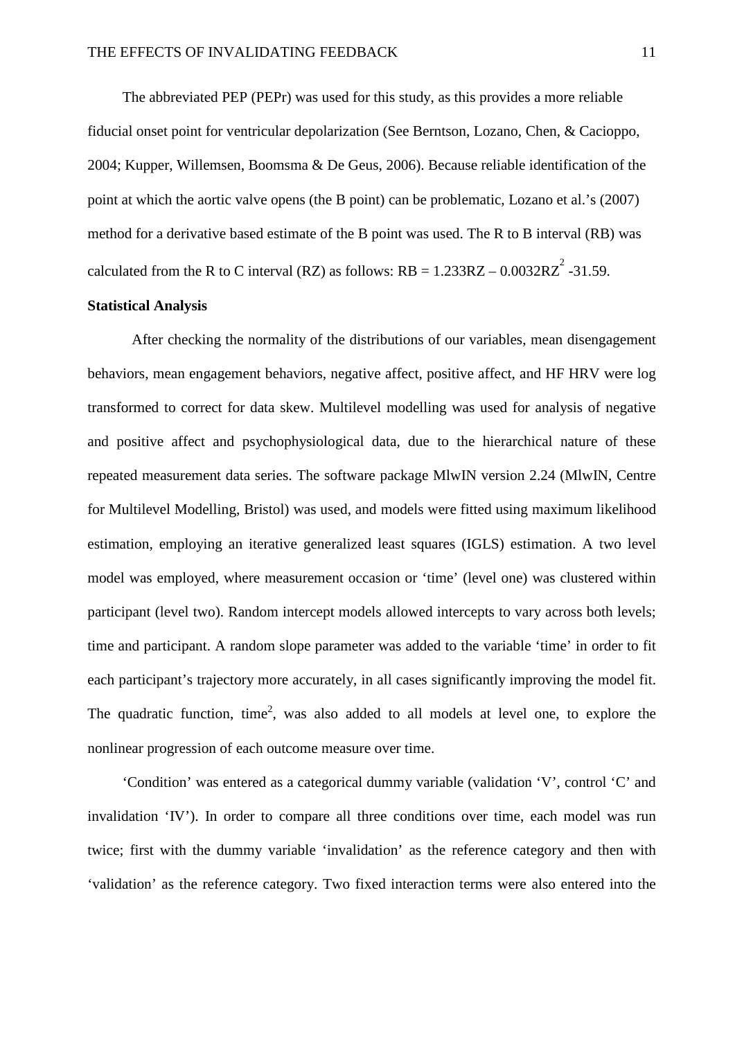The abbreviated PEP (PEPr) was used for this study, as this provides a more reliable fiducial onset point for ventricular depolarization (See Berntson, Lozano, Chen, & Cacioppo, 2004; Kupper, Willemsen, Boomsma & De Geus, 2006). Because reliable identification of the point at which the aortic valve opens (the B point) can be problematic, Lozano et al.'s (2007) method for a derivative based estimate of the B point was used. The R to B interval (RB) was calculated from the R to C interval (RZ) as follows: $RB = 1.233RZ – 0.0032RZ^2 -31.59$.

**Statistical Analysis**

After checking the normality of the distributions of our variables, mean disengagement behaviors, mean engagement behaviors, negative affect, positive affect, and HF HRV were log transformed to correct for data skew. Multilevel modelling was used for analysis of negative and positive affect and psychophysiological data, due to the hierarchical nature of these repeated measurement data series. The software package MlwIN version 2.24 (MlwIN, Centre for Multilevel Modelling, Bristol) was used, and models were fitted using maximum likelihood estimation, employing an iterative generalized least squares (IGLS) estimation. A two level model was employed, where measurement occasion or 'time' (level one) was clustered within participant (level two). Random intercept models allowed intercepts to vary across both levels; time and participant. A random slope parameter was added to the variable 'time' in order to fit each participant's trajectory more accurately, in all cases significantly improving the model fit. The quadratic function, $time^2$, was also added to all models at level one, to explore the nonlinear progression of each outcome measure over time.

'Condition' was entered as a categorical dummy variable (validation 'V', control 'C' and invalidation 'IV'). In order to compare all three conditions over time, each model was run twice; first with the dummy variable 'invalidation' as the reference category and then with 'validation' as the reference category. Two fixed interaction terms were also entered into the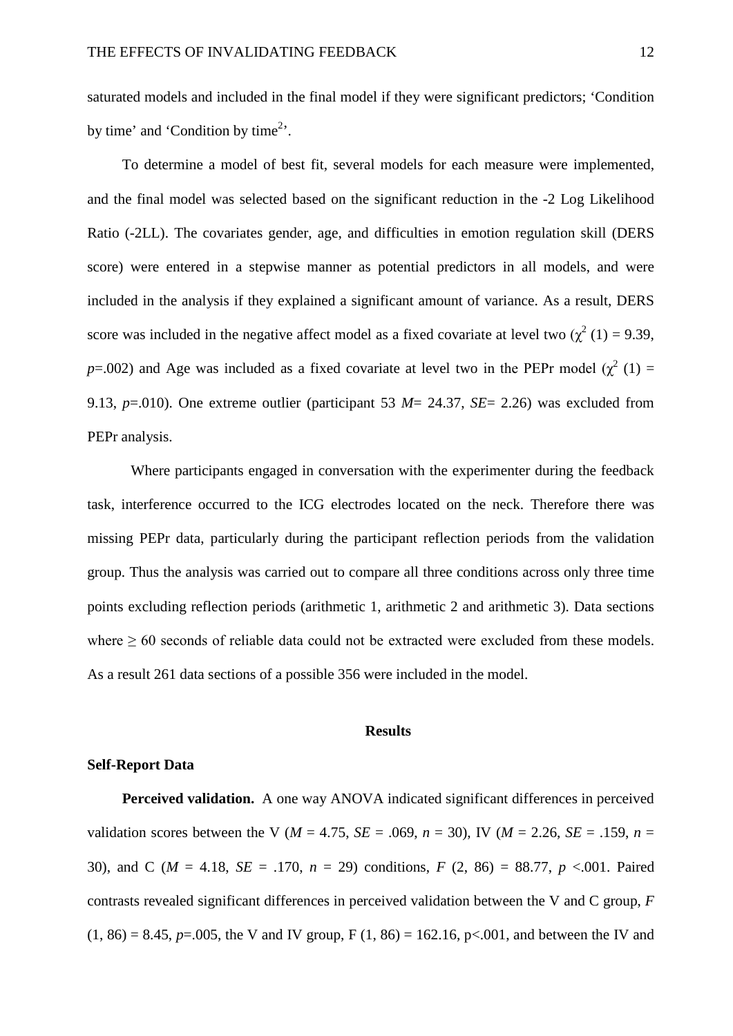saturated models and included in the final model if they were significant predictors; 'Condition by time' and 'Condition by time$^2$'.

To determine a model of best fit, several models for each measure were implemented, and the final model was selected based on the significant reduction in the -2 Log Likelihood Ratio (-2LL). The covariates gender, age, and difficulties in emotion regulation skill (DERS score) were entered in a stepwise manner as potential predictors in all models, and were included in the analysis if they explained a significant amount of variance. As a result, DERS score was included in the negative affect model as a fixed covariate at level two ($\chi^2$ (1) = 9.39, $p$=.002) and Age was included as a fixed covariate at level two in the PEPr model ($\chi^2$ (1) = 9.13, $p$=.010). One extreme outlier (participant 53 $M$= 24.37, $SE$= 2.26) was excluded from PEPr analysis.

Where participants engaged in conversation with the experimenter during the feedback task, interference occurred to the ICG electrodes located on the neck. Therefore there was missing PEPr data, particularly during the participant reflection periods from the validation group. Thus the analysis was carried out to compare all three conditions across only three time points excluding reflection periods (arithmetic 1, arithmetic 2 and arithmetic 3). Data sections where $\geq$ 60 seconds of reliable data could not be extracted were excluded from these models. As a result 261 data sections of a possible 356 were included in the model.

## Results

### Self-Report Data

**Perceived validation.** A one way ANOVA indicated significant differences in perceived validation scores between the V ($M$ = 4.75, $SE$ = .069, $n$ = 30), IV ($M$ = 2.26, $SE$ = .159, $n$ = 30), and C ($M$ = 4.18, $SE$ = .170, $n$ = 29) conditions, $F$ (2, 86) = 88.77, $p$ <.001. Paired contrasts revealed significant differences in perceived validation between the V and C group, $F$ (1, 86) = 8.45, $p$=.005, the V and IV group, F (1, 86) = 162.16, p<.001, and between the IV and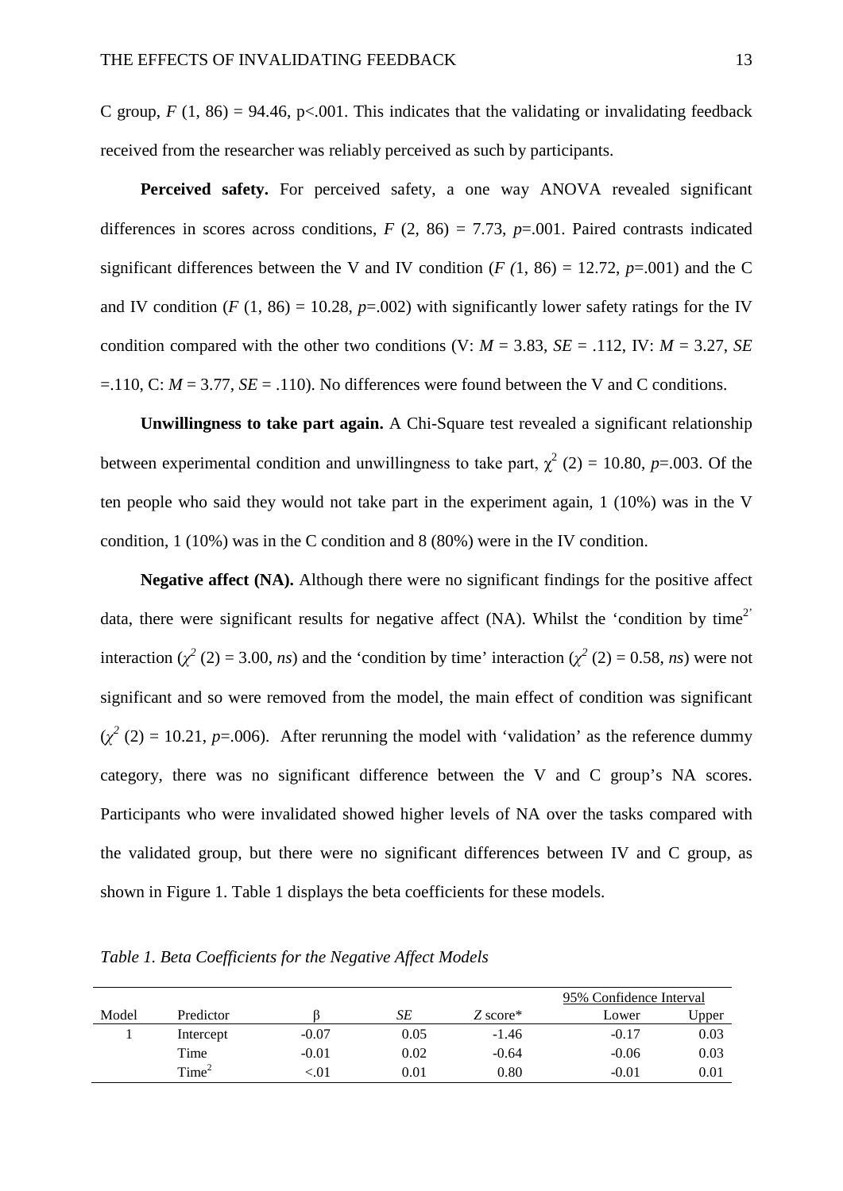C group, $F$ (1, 86) = 94.46, p<.001. This indicates that the validating or invalidating feedback received from the researcher was reliably perceived as such by participants.

**Perceived safety.** For perceived safety, a one way ANOVA revealed significant differences in scores across conditions, $F$ (2, 86) = 7.73, $p$=.001. Paired contrasts indicated significant differences between the V and IV condition ($F$ (1, 86) = 12.72, $p$=.001) and the C and IV condition ($F$ (1, 86) = 10.28, $p$=.002) with significantly lower safety ratings for the IV condition compared with the other two conditions (V: $M$ = 3.83, $SE$ = .112, IV: $M$ = 3.27, $SE$ =.110, C: $M$ = 3.77, $SE$ = .110). No differences were found between the V and C conditions.

**Unwillingness to take part again.** A Chi-Square test revealed a significant relationship between experimental condition and unwillingness to take part, $\chi^2$ (2) = 10.80, $p$=.003. Of the ten people who said they would not take part in the experiment again, 1 (10%) was in the V condition, 1 (10%) was in the C condition and 8 (80%) were in the IV condition.

**Negative affect (NA).** Although there were no significant findings for the positive affect data, there were significant results for negative affect (NA). Whilst the 'condition by time$^2$' interaction ($\chi^2$ (2) = 3.00, $ns$) and the 'condition by time' interaction ($\chi^2$ (2) = 0.58, $ns$) were not significant and so were removed from the model, the main effect of condition was significant ($\chi^2$ (2) = 10.21, $p$=.006). After rerunning the model with 'validation' as the reference dummy category, there was no significant difference between the V and C group's NA scores. Participants who were invalidated showed higher levels of NA over the tasks compared with the validated group, but there were no significant differences between IV and C group, as shown in Figure 1. Table 1 displays the beta coefficients for these models.

*Table 1. Beta Coefficients for the Negative Affect Models*

| Model | Predictor | β | $SE$ | $Z$ score* | 95% Confidence Interval Lower | Upper |
|---|---|---|---|---|---|---|
| 1 | Intercept | -0.07 | 0.05 | -1.46 | -0.17 | 0.03 |
| | Time | -0.01 | 0.02 | -0.64 | -0.06 | 0.03 |
| | Time$^2$ | <.01 | 0.01 | 0.80 | -0.01 | 0.01 |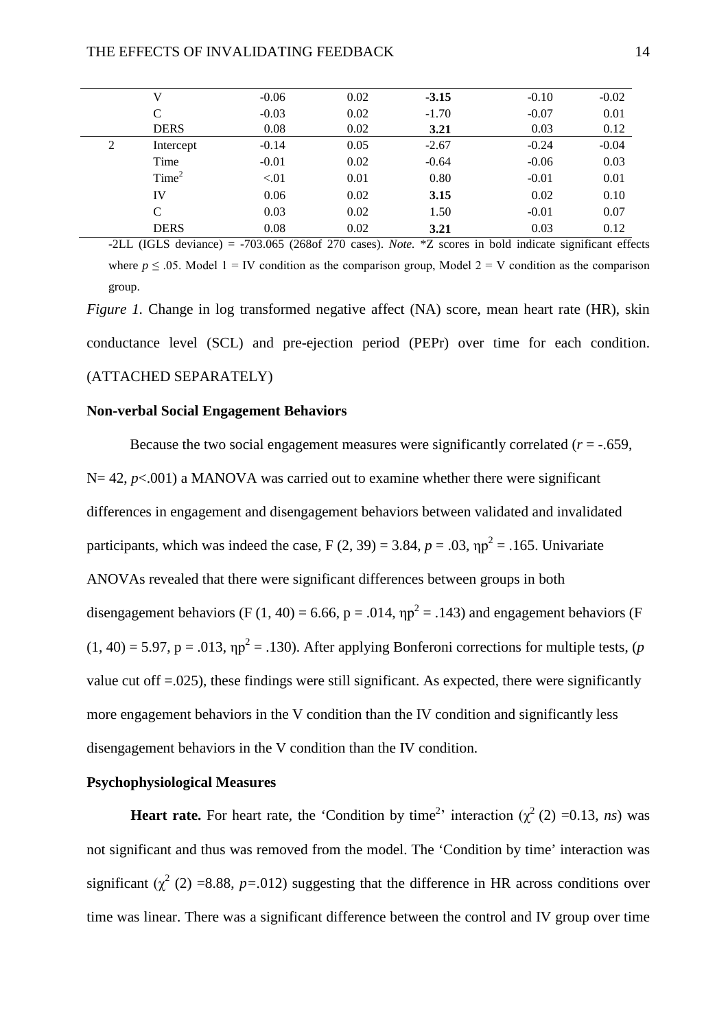| | | | | | | |
|---|---|---|---|---|---|---|
| | V | -0.06 | 0.02 | **-3.15** | -0.10 | -0.02 |
| | C | -0.03 | 0.02 | -1.70 | -0.07 | 0.01 |
| | DERS | 0.08 | 0.02 | **3.21** | 0.03 | 0.12 |
| 2 | Intercept | -0.14 | 0.05 | -2.67 | -0.24 | -0.04 |
| | Time | -0.01 | 0.02 | -0.64 | -0.06 | 0.03 |
| | $Time^2$ | <.01 | 0.01 | 0.80 | -0.01 | 0.01 |
| | IV | 0.06 | 0.02 | **3.15** | 0.02 | 0.10 |
| | C | 0.03 | 0.02 | 1.50 | -0.01 | 0.07 |
| | DERS | 0.08 | 0.02 | **3.21** | 0.03 | 0.12 |

-2LL (IGLS deviance) = -703.065 (268of 270 cases). *Note.* *Z scores in bold indicate significant effects where $p \leq .05$. Model 1 = IV condition as the comparison group, Model 2 = V condition as the comparison group.

*Figure 1.* Change in log transformed negative affect (NA) score, mean heart rate (HR), skin conductance level (SCL) and pre-ejection period (PEPr) over time for each condition. (ATTACHED SEPARATELY)

**Non-verbal Social Engagement Behaviors**

Because the two social engagement measures were significantly correlated ($r = -.659$, N= 42, $p<.001$) a MANOVA was carried out to examine whether there were significant differences in engagement and disengagement behaviors between validated and invalidated participants, which was indeed the case, $F(2, 39) = 3.84$, $p = .03$, $\eta p^2 = .165$. Univariate ANOVAs revealed that there were significant differences between groups in both disengagement behaviors ($F(1, 40) = 6.66$, $p = .014$, $\eta p^2 = .143$) and engagement behaviors ($F(1, 40) = 5.97$, $p = .013$, $\eta p^2 = .130$). After applying Bonferoni corrections for multiple tests, ($p$ value cut off =.025), these findings were still significant. As expected, there were significantly more engagement behaviors in the V condition than the IV condition and significantly less disengagement behaviors in the V condition than the IV condition.

**Psychophysiological Measures**

**Heart rate.** For heart rate, the 'Condition by $time^2$' interaction ($\chi^2$ (2) =0.13, *ns*) was not significant and thus was removed from the model. The 'Condition by time' interaction was significant ($\chi^2$ (2) =8.88, $p$=.012) suggesting that the difference in HR across conditions over time was linear. There was a significant difference between the control and IV group over time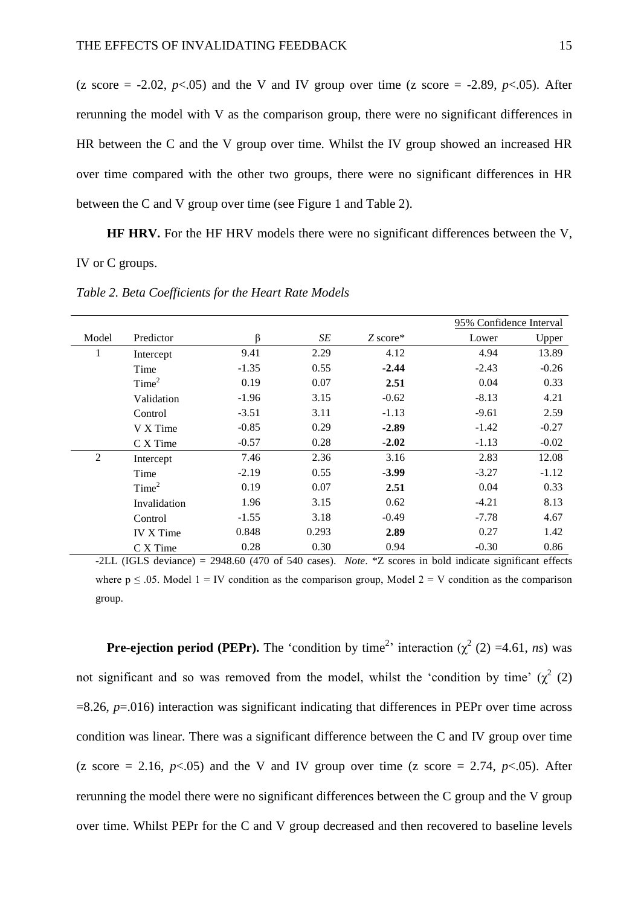(z score = -2.02, $p$<.05) and the V and IV group over time (z score = -2.89, $p$<.05). After rerunning the model with V as the comparison group, there were no significant differences in HR between the C and the V group over time. Whilst the IV group showed an increased HR over time compared with the other two groups, there were no significant differences in HR between the C and V group over time (see Figure 1 and Table 2).

**HF HRV.** For the HF HRV models there were no significant differences between the V, IV or C groups.

*Table 2. Beta Coefficients for the Heart Rate Models*

| Model | Predictor | β | *SE* | *Z* score* | 95% Confidence Interval | |
|---|---|---|---|---|---|---|
| | | | | | Lower | Upper |
| 1 | Intercept | 9.41 | 2.29 | 4.12 | 4.94 | 13.89 |
| | Time | -1.35 | 0.55 | **-2.44** | -2.43 | -0.26 |
| | Time$^2$ | 0.19 | 0.07 | **2.51** | 0.04 | 0.33 |
| | Validation | -1.96 | 3.15 | -0.62 | -8.13 | 4.21 |
| | Control | -3.51 | 3.11 | -1.13 | -9.61 | 2.59 |
| | V X Time | -0.85 | 0.29 | **-2.89** | -1.42 | -0.27 |
| | C X Time | -0.57 | 0.28 | **-2.02** | -1.13 | -0.02 |
| 2 | Intercept | 7.46 | 2.36 | 3.16 | 2.83 | 12.08 |
| | Time | -2.19 | 0.55 | **-3.99** | -3.27 | -1.12 |
| | Time$^2$ | 0.19 | 0.07 | **2.51** | 0.04 | 0.33 |
| | Invalidation | 1.96 | 3.15 | 0.62 | -4.21 | 8.13 |
| | Control | -1.55 | 3.18 | -0.49 | -7.78 | 4.67 |
| | IV X Time | 0.848 | 0.293 | **2.89** | 0.27 | 1.42 |
| | C X Time | 0.28 | 0.30 | 0.94 | -0.30 | 0.86 |

-2LL (IGLS deviance) = 2948.60 (470 of 540 cases). *Note*. *Z scores in bold indicate significant effects where $p \leq .05$. Model 1 = IV condition as the comparison group, Model 2 = V condition as the comparison group.

**Pre-ejection period (PEPr).** The 'condition by time$^2$' interaction ($\chi^2$ (2) =4.61, *ns*) was not significant and so was removed from the model, whilst the 'condition by time' ($\chi^2$ (2) =8.26, $p$=.016) interaction was significant indicating that differences in PEPr over time across condition was linear. There was a significant difference between the C and IV group over time (z score = 2.16, $p$<.05) and the V and IV group over time (z score = 2.74, $p$<.05). After rerunning the model there were no significant differences between the C group and the V group over time. Whilst PEPr for the C and V group decreased and then recovered to baseline levels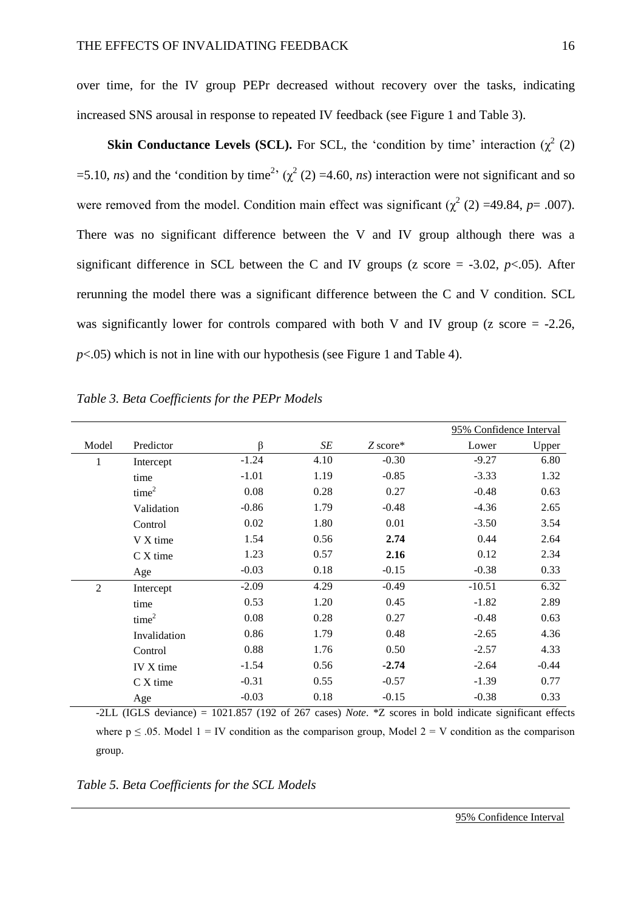over time, for the IV group PEPr decreased without recovery over the tasks, indicating increased SNS arousal in response to repeated IV feedback (see Figure 1 and Table 3).

**Skin Conductance Levels (SCL).** For SCL, the 'condition by time' interaction ($\chi^2$ (2) =5.10, *ns*) and the 'condition by time$^2$' ($\chi^2$ (2) =4.60, *ns*) interaction were not significant and so were removed from the model. Condition main effect was significant ($\chi^2$ (2) =49.84, $p$= .007). There was no significant difference between the V and IV group although there was a significant difference in SCL between the C and IV groups (z score = -3.02, $p$<.05). After rerunning the model there was a significant difference between the C and V condition. SCL was significantly lower for controls compared with both V and IV group (z score = -2.26, $p$<.05) which is not in line with our hypothesis (see Figure 1 and Table 4).

*Table 3. Beta Coefficients for the PEPr Models*

| | | | | | 95% Confidence Interval | |
|---|---|---|---|---|---|---|
| Model | Predictor | β | *SE* | *Z* score* | Lower | Upper |
| 1 | Intercept | -1.24 | 4.10 | -0.30 | -9.27 | 6.80 |
| | time | -1.01 | 1.19 | -0.85 | -3.33 | 1.32 |
| | time$^2$ | 0.08 | 0.28 | 0.27 | -0.48 | 0.63 |
| | Validation | -0.86 | 1.79 | -0.48 | -4.36 | 2.65 |
| | Control | 0.02 | 1.80 | 0.01 | -3.50 | 3.54 |
| | V X time | 1.54 | 0.56 | **2.74** | 0.44 | 2.64 |
| | C X time | 1.23 | 0.57 | **2.16** | 0.12 | 2.34 |
| | Age | -0.03 | 0.18 | -0.15 | -0.38 | 0.33 |
| 2 | Intercept | -2.09 | 4.29 | -0.49 | -10.51 | 6.32 |
| | time | 0.53 | 1.20 | 0.45 | -1.82 | 2.89 |
| | time$^2$ | 0.08 | 0.28 | 0.27 | -0.48 | 0.63 |
| | Invalidation | 0.86 | 1.79 | 0.48 | -2.65 | 4.36 |
| | Control | 0.88 | 1.76 | 0.50 | -2.57 | 4.33 |
| | IV X time | -1.54 | 0.56 | **-2.74** | -2.64 | -0.44 |
| | C X time | -0.31 | 0.55 | -0.57 | -1.39 | 0.77 |
| | Age | -0.03 | 0.18 | -0.15 | -0.38 | 0.33 |

-2LL (IGLS deviance) = 1021.857 (192 of 267 cases) *Note*. *Z scores in bold indicate significant effects where p ≤ .05. Model 1 = IV condition as the comparison group, Model 2 = V condition as the comparison group.

*Table 5. Beta Coefficients for the SCL Models*

95% Confidence Interval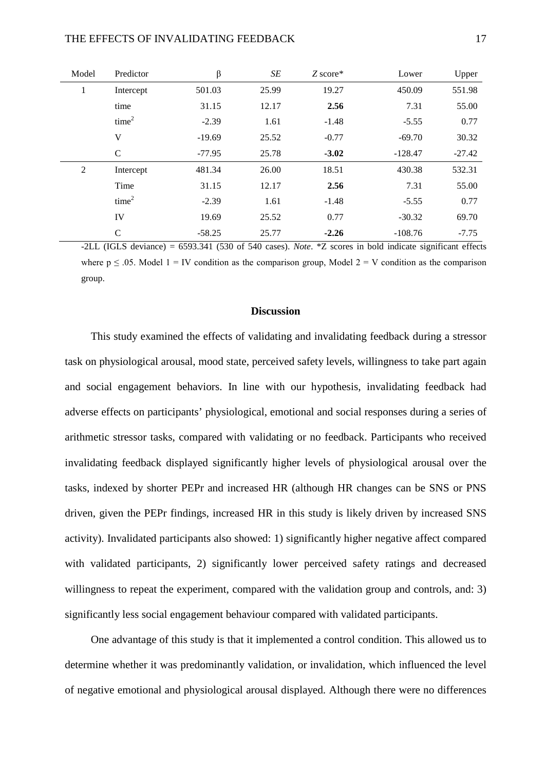| Model | Predictor | β | *SE* | *Z* score* | Lower | Upper |
|---|---|---|---|---|---|---|
| 1 | Intercept | 501.03 | 25.99 | 19.27 | 450.09 | 551.98 |
| | time | 31.15 | 12.17 | **2.56** | 7.31 | 55.00 |
| | $time^2$ | -2.39 | 1.61 | -1.48 | -5.55 | 0.77 |
| | V | -19.69 | 25.52 | -0.77 | -69.70 | 30.32 |
| | C | -77.95 | 25.78 | **-3.02** | -128.47 | -27.42 |
| 2 | Intercept | 481.34 | 26.00 | 18.51 | 430.38 | 532.31 |
| | Time | 31.15 | 12.17 | **2.56** | 7.31 | 55.00 |
| | $time^2$ | -2.39 | 1.61 | -1.48 | -5.55 | 0.77 |
| | IV | 19.69 | 25.52 | 0.77 | -30.32 | 69.70 |
| | C | -58.25 | 25.77 | **-2.26** | -108.76 | -7.75 |

-2LL (IGLS deviance) = 6593.341 (530 of 540 cases). *Note*. *Z scores in bold indicate significant effects where $p \leq .05$. Model 1 = IV condition as the comparison group, Model 2 = V condition as the comparison group.

## Discussion

This study examined the effects of validating and invalidating feedback during a stressor task on physiological arousal, mood state, perceived safety levels, willingness to take part again and social engagement behaviors. In line with our hypothesis, invalidating feedback had adverse effects on participants' physiological, emotional and social responses during a series of arithmetic stressor tasks, compared with validating or no feedback. Participants who received invalidating feedback displayed significantly higher levels of physiological arousal over the tasks, indexed by shorter PEPr and increased HR (although HR changes can be SNS or PNS driven, given the PEPr findings, increased HR in this study is likely driven by increased SNS activity). Invalidated participants also showed: 1) significantly higher negative affect compared with validated participants, 2) significantly lower perceived safety ratings and decreased willingness to repeat the experiment, compared with the validation group and controls, and: 3) significantly less social engagement behaviour compared with validated participants.

One advantage of this study is that it implemented a control condition. This allowed us to determine whether it was predominantly validation, or invalidation, which influenced the level of negative emotional and physiological arousal displayed. Although there were no differences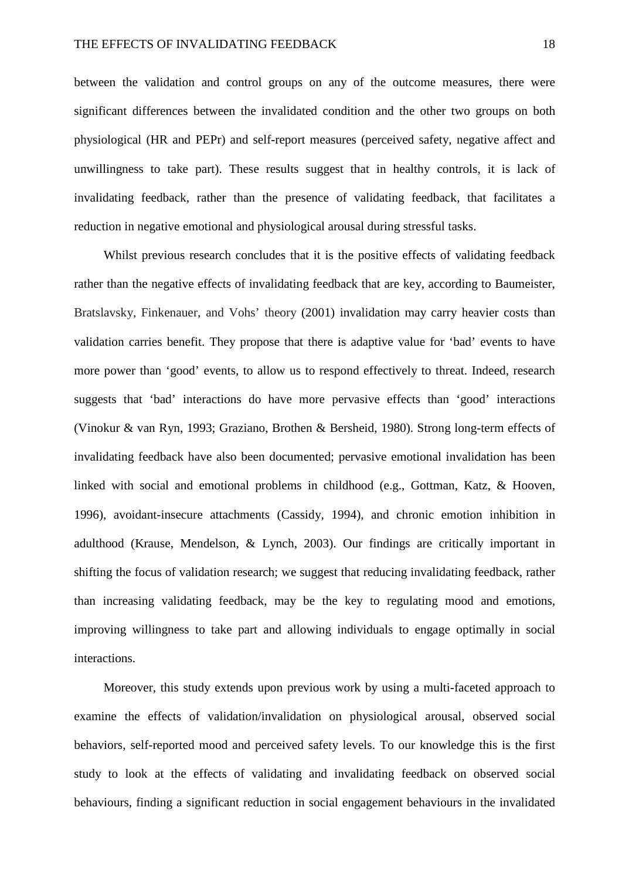between the validation and control groups on any of the outcome measures, there were significant differences between the invalidated condition and the other two groups on both physiological (HR and PEPr) and self-report measures (perceived safety, negative affect and unwillingness to take part). These results suggest that in healthy controls, it is lack of invalidating feedback, rather than the presence of validating feedback, that facilitates a reduction in negative emotional and physiological arousal during stressful tasks.

Whilst previous research concludes that it is the positive effects of validating feedback rather than the negative effects of invalidating feedback that are key, according to Baumeister, Bratslavsky, Finkenauer, and Vohs' theory (2001) invalidation may carry heavier costs than validation carries benefit. They propose that there is adaptive value for 'bad' events to have more power than 'good' events, to allow us to respond effectively to threat. Indeed, research suggests that 'bad' interactions do have more pervasive effects than 'good' interactions (Vinokur & van Ryn, 1993; Graziano, Brothen & Bersheid, 1980). Strong long-term effects of invalidating feedback have also been documented; pervasive emotional invalidation has been linked with social and emotional problems in childhood (e.g., Gottman, Katz, & Hooven, 1996), avoidant-insecure attachments (Cassidy, 1994), and chronic emotion inhibition in adulthood (Krause, Mendelson, & Lynch, 2003). Our findings are critically important in shifting the focus of validation research; we suggest that reducing invalidating feedback, rather than increasing validating feedback, may be the key to regulating mood and emotions, improving willingness to take part and allowing individuals to engage optimally in social interactions.

Moreover, this study extends upon previous work by using a multi-faceted approach to examine the effects of validation/invalidation on physiological arousal, observed social behaviors, self-reported mood and perceived safety levels. To our knowledge this is the first study to look at the effects of validating and invalidating feedback on observed social behaviours, finding a significant reduction in social engagement behaviours in the invalidated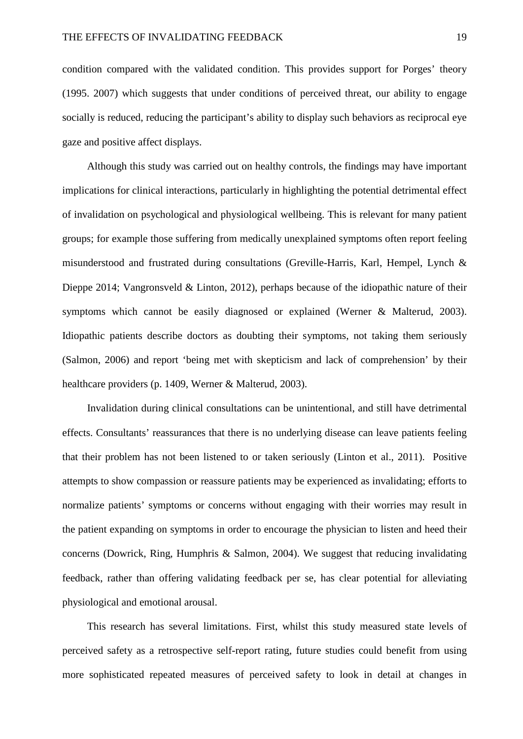condition compared with the validated condition. This provides support for Porges' theory (1995. 2007) which suggests that under conditions of perceived threat, our ability to engage socially is reduced, reducing the participant's ability to display such behaviors as reciprocal eye gaze and positive affect displays.

Although this study was carried out on healthy controls, the findings may have important implications for clinical interactions, particularly in highlighting the potential detrimental effect of invalidation on psychological and physiological wellbeing. This is relevant for many patient groups; for example those suffering from medically unexplained symptoms often report feeling misunderstood and frustrated during consultations (Greville-Harris, Karl, Hempel, Lynch & Dieppe 2014; Vangronsveld & Linton, 2012), perhaps because of the idiopathic nature of their symptoms which cannot be easily diagnosed or explained (Werner & Malterud, 2003). Idiopathic patients describe doctors as doubting their symptoms, not taking them seriously (Salmon, 2006) and report 'being met with skepticism and lack of comprehension' by their healthcare providers (p. 1409, Werner & Malterud, 2003).

Invalidation during clinical consultations can be unintentional, and still have detrimental effects. Consultants' reassurances that there is no underlying disease can leave patients feeling that their problem has not been listened to or taken seriously (Linton et al., 2011). Positive attempts to show compassion or reassure patients may be experienced as invalidating; efforts to normalize patients' symptoms or concerns without engaging with their worries may result in the patient expanding on symptoms in order to encourage the physician to listen and heed their concerns (Dowrick, Ring, Humphris & Salmon, 2004). We suggest that reducing invalidating feedback, rather than offering validating feedback per se, has clear potential for alleviating physiological and emotional arousal.

This research has several limitations. First, whilst this study measured state levels of perceived safety as a retrospective self-report rating, future studies could benefit from using more sophisticated repeated measures of perceived safety to look in detail at changes in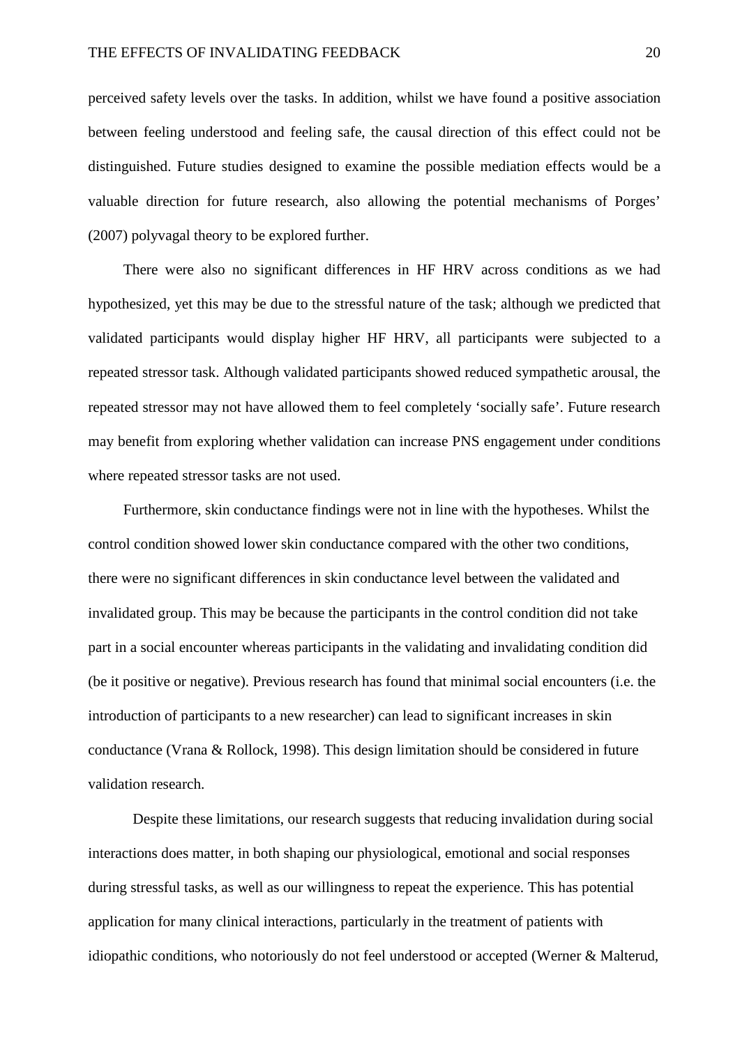perceived safety levels over the tasks. In addition, whilst we have found a positive association between feeling understood and feeling safe, the causal direction of this effect could not be distinguished. Future studies designed to examine the possible mediation effects would be a valuable direction for future research, also allowing the potential mechanisms of Porges' (2007) polyvagal theory to be explored further.

There were also no significant differences in HF HRV across conditions as we had hypothesized, yet this may be due to the stressful nature of the task; although we predicted that validated participants would display higher HF HRV, all participants were subjected to a repeated stressor task. Although validated participants showed reduced sympathetic arousal, the repeated stressor may not have allowed them to feel completely 'socially safe'. Future research may benefit from exploring whether validation can increase PNS engagement under conditions where repeated stressor tasks are not used.

Furthermore, skin conductance findings were not in line with the hypotheses. Whilst the control condition showed lower skin conductance compared with the other two conditions, there were no significant differences in skin conductance level between the validated and invalidated group. This may be because the participants in the control condition did not take part in a social encounter whereas participants in the validating and invalidating condition did (be it positive or negative). Previous research has found that minimal social encounters (i.e. the introduction of participants to a new researcher) can lead to significant increases in skin conductance (Vrana & Rollock, 1998). This design limitation should be considered in future validation research.

Despite these limitations, our research suggests that reducing invalidation during social interactions does matter, in both shaping our physiological, emotional and social responses during stressful tasks, as well as our willingness to repeat the experience. This has potential application for many clinical interactions, particularly in the treatment of patients with idiopathic conditions, who notoriously do not feel understood or accepted (Werner & Malterud,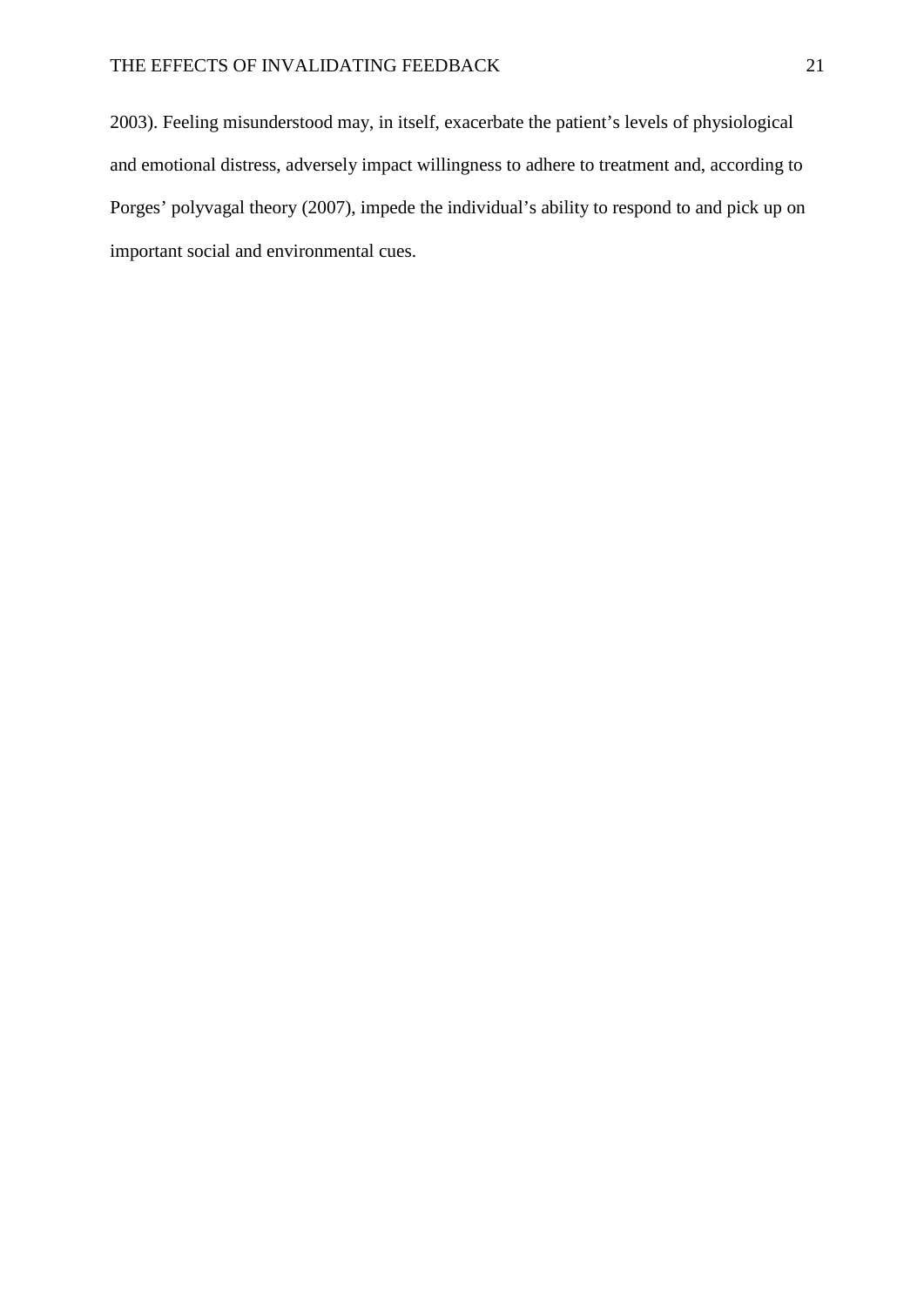2003). Feeling misunderstood may, in itself, exacerbate the patient's levels of physiological and emotional distress, adversely impact willingness to adhere to treatment and, according to Porges' polyvagal theory (2007), impede the individual's ability to respond to and pick up on important social and environmental cues.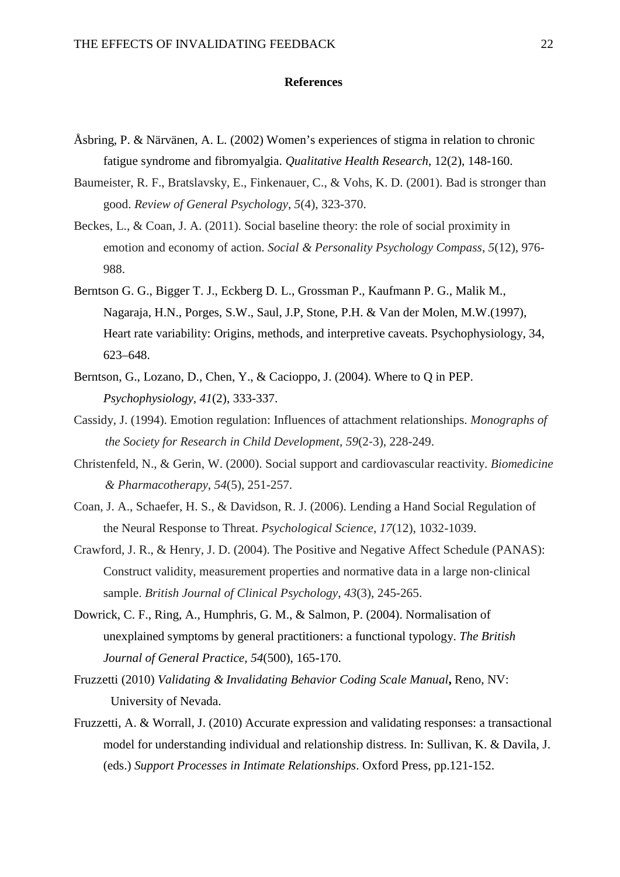# References

Åsbring, P. & Närvänen, A. L. (2002) Women's experiences of stigma in relation to chronic fatigue syndrome and fibromyalgia. *Qualitative Health Research*, 12(2), 148-160.

Baumeister, R. F., Bratslavsky, E., Finkenauer, C., & Vohs, K. D. (2001). Bad is stronger than good. *Review of General Psychology*, *5*(4), 323-370.

Beckes, L., & Coan, J. A. (2011). Social baseline theory: the role of social proximity in emotion and economy of action. *Social & Personality Psychology Compass*, *5*(12), 976-988.

Berntson G. G., Bigger T. J., Eckberg D. L., Grossman P., Kaufmann P. G., Malik M., Nagaraja, H.N., Porges, S.W., Saul, J.P, Stone, P.H. & Van der Molen, M.W.(1997), Heart rate variability: Origins, methods, and interpretive caveats. Psychophysiology, 34, 623–648.

Berntson, G., Lozano, D., Chen, Y., & Cacioppo, J. (2004). Where to Q in PEP. *Psychophysiology*, *41*(2), 333-337.

Cassidy, J. (1994). Emotion regulation: Influences of attachment relationships. *Monographs of the Society for Research in Child Development*, *59*(2-3), 228-249.

Christenfeld, N., & Gerin, W. (2000). Social support and cardiovascular reactivity. *Biomedicine & Pharmacotherapy*, *54*(5), 251-257.

Coan, J. A., Schaefer, H. S., & Davidson, R. J. (2006). Lending a Hand Social Regulation of the Neural Response to Threat. *Psychological Science*, *17*(12), 1032-1039.

Crawford, J. R., & Henry, J. D. (2004). The Positive and Negative Affect Schedule (PANAS): Construct validity, measurement properties and normative data in a large non-clinical sample. *British Journal of Clinical Psychology*, *43*(3), 245-265.

Dowrick, C. F., Ring, A., Humphris, G. M., & Salmon, P. (2004). Normalisation of unexplained symptoms by general practitioners: a functional typology. *The British Journal of General Practice*, *54*(500), 165-170.

Fruzzetti (2010) *Validating & Invalidating Behavior Coding Scale Manual***,** Reno, NV: University of Nevada.

Fruzzetti, A. & Worrall, J. (2010) Accurate expression and validating responses: a transactional model for understanding individual and relationship distress. In: Sullivan, K. & Davila, J. (eds.) *Support Processes in Intimate Relationships*. Oxford Press, pp.121-152.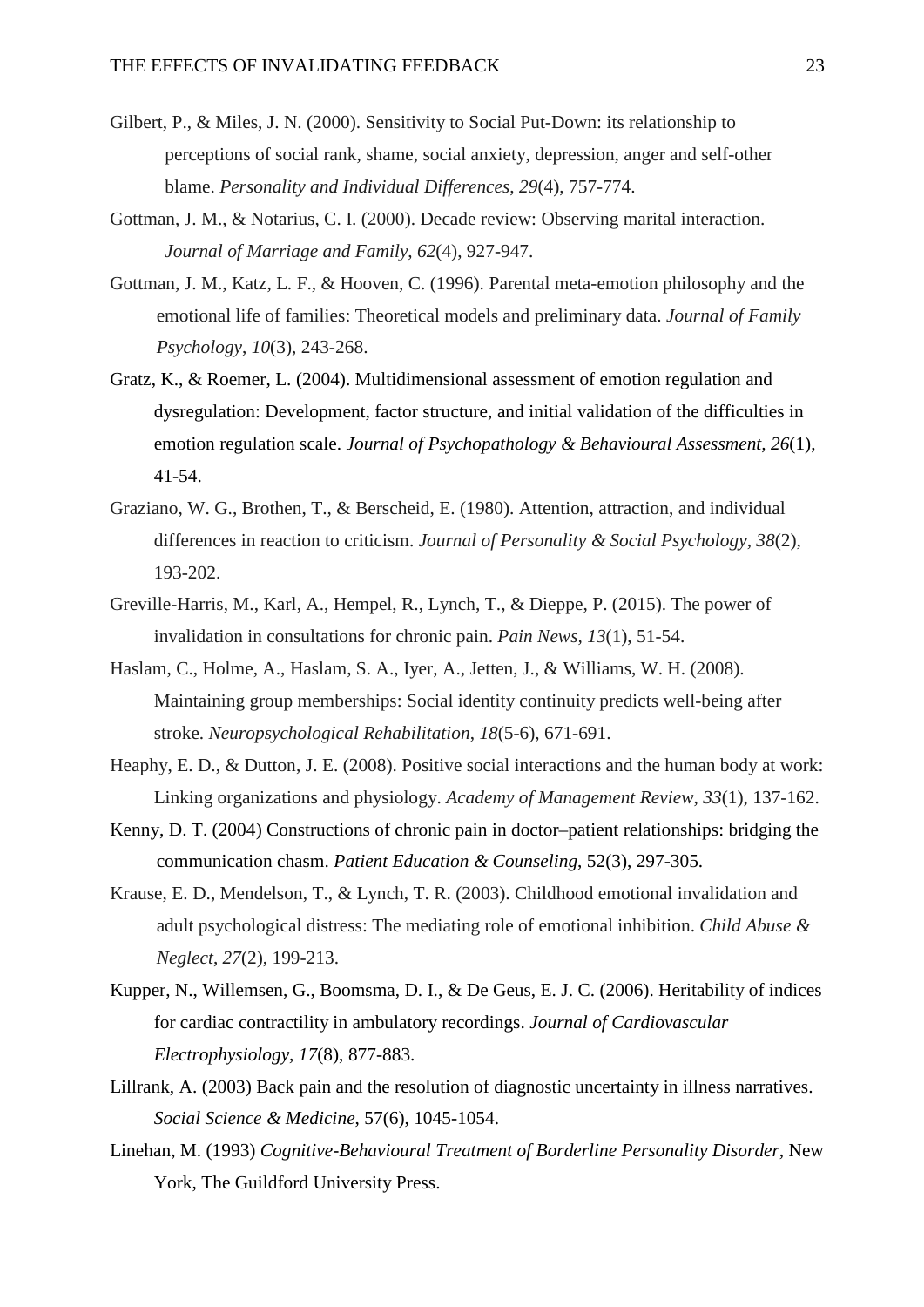Gilbert, P., & Miles, J. N. (2000). Sensitivity to Social Put-Down: its relationship to perceptions of social rank, shame, social anxiety, depression, anger and self-other blame. *Personality and Individual Differences*, *29*(4), 757-774.

Gottman, J. M., & Notarius, C. I. (2000). Decade review: Observing marital interaction. *Journal of Marriage and Family*, *62*(4), 927-947.

Gottman, J. M., Katz, L. F., & Hooven, C. (1996). Parental meta-emotion philosophy and the emotional life of families: Theoretical models and preliminary data. *Journal of Family Psychology*, *10*(3), 243-268.

Gratz, K., & Roemer, L. (2004). Multidimensional assessment of emotion regulation and dysregulation: Development, factor structure, and initial validation of the difficulties in emotion regulation scale. *Journal of Psychopathology & Behavioural Assessment, 26*(1), 41-54.

Graziano, W. G., Brothen, T., & Berscheid, E. (1980). Attention, attraction, and individual differences in reaction to criticism. *Journal of Personality & Social Psychology*, *38*(2), 193-202.

Greville-Harris, M., Karl, A., Hempel, R., Lynch, T., & Dieppe, P. (2015). The power of invalidation in consultations for chronic pain. *Pain News, 13*(1), 51-54.

Haslam, C., Holme, A., Haslam, S. A., Iyer, A., Jetten, J., & Williams, W. H. (2008). Maintaining group memberships: Social identity continuity predicts well-being after stroke. *Neuropsychological Rehabilitation*, *18*(5-6), 671-691.

Heaphy, E. D., & Dutton, J. E. (2008). Positive social interactions and the human body at work: Linking organizations and physiology. *Academy of Management Review*, *33*(1), 137-162.

Kenny, D. T. (2004) Constructions of chronic pain in doctor–patient relationships: bridging the communication chasm. *Patient Education & Counseling*, 52(3), 297-305.

Krause, E. D., Mendelson, T., & Lynch, T. R. (2003). Childhood emotional invalidation and adult psychological distress: The mediating role of emotional inhibition. *Child Abuse & Neglect*, *27*(2), 199-213.

Kupper, N., Willemsen, G., Boomsma, D. I., & De Geus, E. J. C. (2006). Heritability of indices for cardiac contractility in ambulatory recordings. *Journal of Cardiovascular Electrophysiology, 17*(8), 877-883.

Lillrank, A. (2003) Back pain and the resolution of diagnostic uncertainty in illness narratives. *Social Science & Medicine*, 57(6), 1045-1054.

Linehan, M. (1993) *Cognitive-Behavioural Treatment of Borderline Personality Disorder*, New York, The Guildford University Press.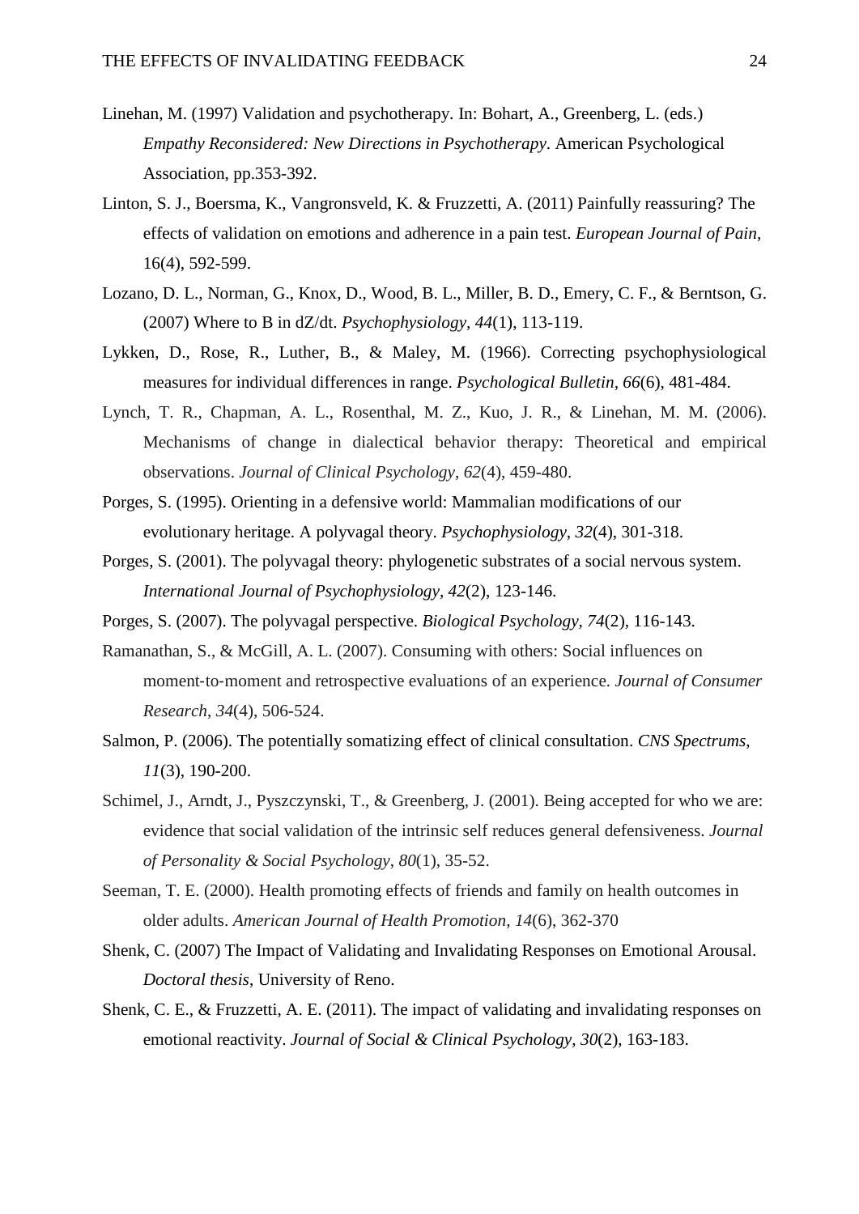Linehan, M. (1997) Validation and psychotherapy. In: Bohart, A., Greenberg, L. (eds.) *Empathy Reconsidered: New Directions in Psychotherapy*. American Psychological Association, pp.353-392.

Linton, S. J., Boersma, K., Vangronsveld, K. & Fruzzetti, A. (2011) Painfully reassuring? The effects of validation on emotions and adherence in a pain test. *European Journal of Pain*, 16(4), 592-599.

Lozano, D. L., Norman, G., Knox, D., Wood, B. L., Miller, B. D., Emery, C. F., & Berntson, G. (2007) Where to B in dZ/dt. *Psychophysiology*, *44*(1), 113-119.

Lykken, D., Rose, R., Luther, B., & Maley, M. (1966). Correcting psychophysiological measures for individual differences in range. *Psychological Bulletin*, *66*(6), 481-484.

Lynch, T. R., Chapman, A. L., Rosenthal, M. Z., Kuo, J. R., & Linehan, M. M. (2006). Mechanisms of change in dialectical behavior therapy: Theoretical and empirical observations. *Journal of Clinical Psychology*, *62*(4), 459-480.

Porges, S. (1995). Orienting in a defensive world: Mammalian modifications of our evolutionary heritage. A polyvagal theory. *Psychophysiology*, *32*(4), 301-318.

Porges, S. (2001). The polyvagal theory: phylogenetic substrates of a social nervous system. *International Journal of Psychophysiology*, *42*(2), 123-146.

Porges, S. (2007). The polyvagal perspective. *Biological Psychology*, *74*(2), 116-143.

Ramanathan, S., & McGill, A. L. (2007). Consuming with others: Social influences on moment-to-moment and retrospective evaluations of an experience. *Journal of Consumer Research*, *34*(4), 506-524.

Salmon, P. (2006). The potentially somatizing effect of clinical consultation. *CNS Spectrums*, *11*(3), 190-200.

Schimel, J., Arndt, J., Pyszczynski, T., & Greenberg, J. (2001). Being accepted for who we are: evidence that social validation of the intrinsic self reduces general defensiveness. *Journal of Personality & Social Psychology*, *80*(1), 35-52.

Seeman, T. E. (2000). Health promoting effects of friends and family on health outcomes in older adults. *American Journal of Health Promotion*, *14*(6), 362-370

Shenk, C. (2007) The Impact of Validating and Invalidating Responses on Emotional Arousal. *Doctoral thesis*, University of Reno.

Shenk, C. E., & Fruzzetti, A. E. (2011). The impact of validating and invalidating responses on emotional reactivity. *Journal of Social & Clinical Psychology, 30*(2), 163-183.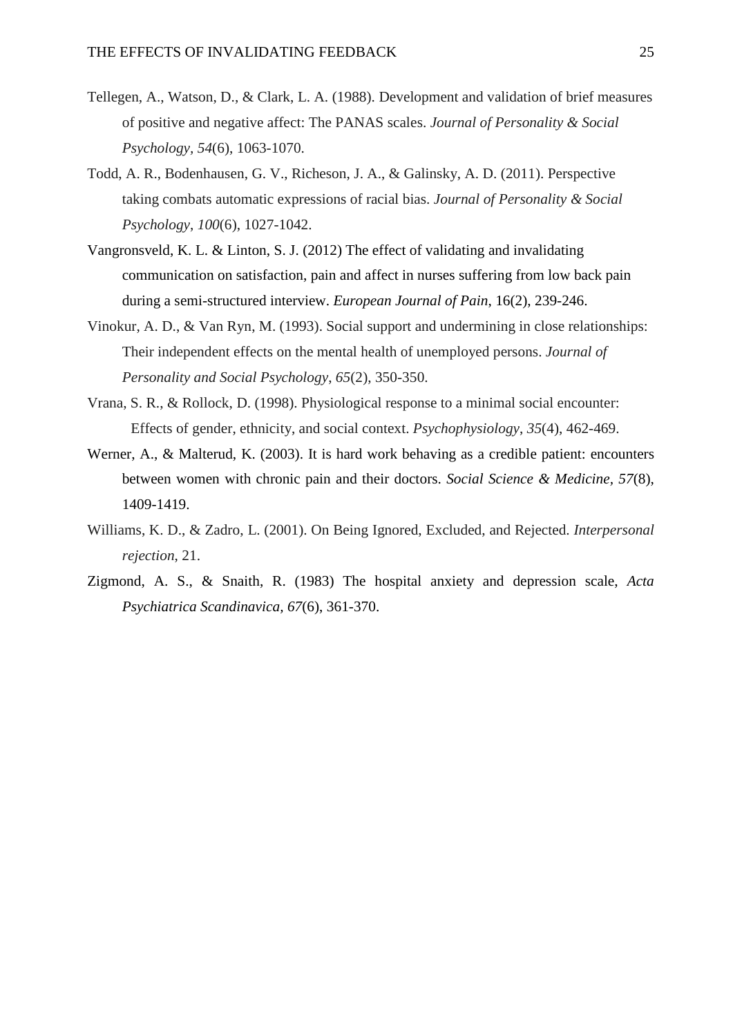Tellegen, A., Watson, D., & Clark, L. A. (1988). Development and validation of brief measures of positive and negative affect: The PANAS scales. *Journal of Personality & Social Psychology*, *54*(6), 1063-1070.

Todd, A. R., Bodenhausen, G. V., Richeson, J. A., & Galinsky, A. D. (2011). Perspective taking combats automatic expressions of racial bias. *Journal of Personality & Social Psychology*, *100*(6), 1027-1042.

Vangronsveld, K. L. & Linton, S. J. (2012) The effect of validating and invalidating communication on satisfaction, pain and affect in nurses suffering from low back pain during a semi-structured interview. *European Journal of Pain*, 16(2), 239-246.

Vinokur, A. D., & Van Ryn, M. (1993). Social support and undermining in close relationships: Their independent effects on the mental health of unemployed persons. *Journal of Personality and Social Psychology*, *65*(2), 350-350.

Vrana, S. R., & Rollock, D. (1998). Physiological response to a minimal social encounter: Effects of gender, ethnicity, and social context. *Psychophysiology*, *35*(4), 462-469.

Werner, A., & Malterud, K. (2003). It is hard work behaving as a credible patient: encounters between women with chronic pain and their doctors. *Social Science & Medicine*, *57*(8), 1409-1419.

Williams, K. D., & Zadro, L. (2001). On Being Ignored, Excluded, and Rejected. *Interpersonal rejection*, 21.

Zigmond, A. S., & Snaith, R. (1983) The hospital anxiety and depression scale, *Acta Psychiatrica Scandinavica*, *67*(6), 361-370.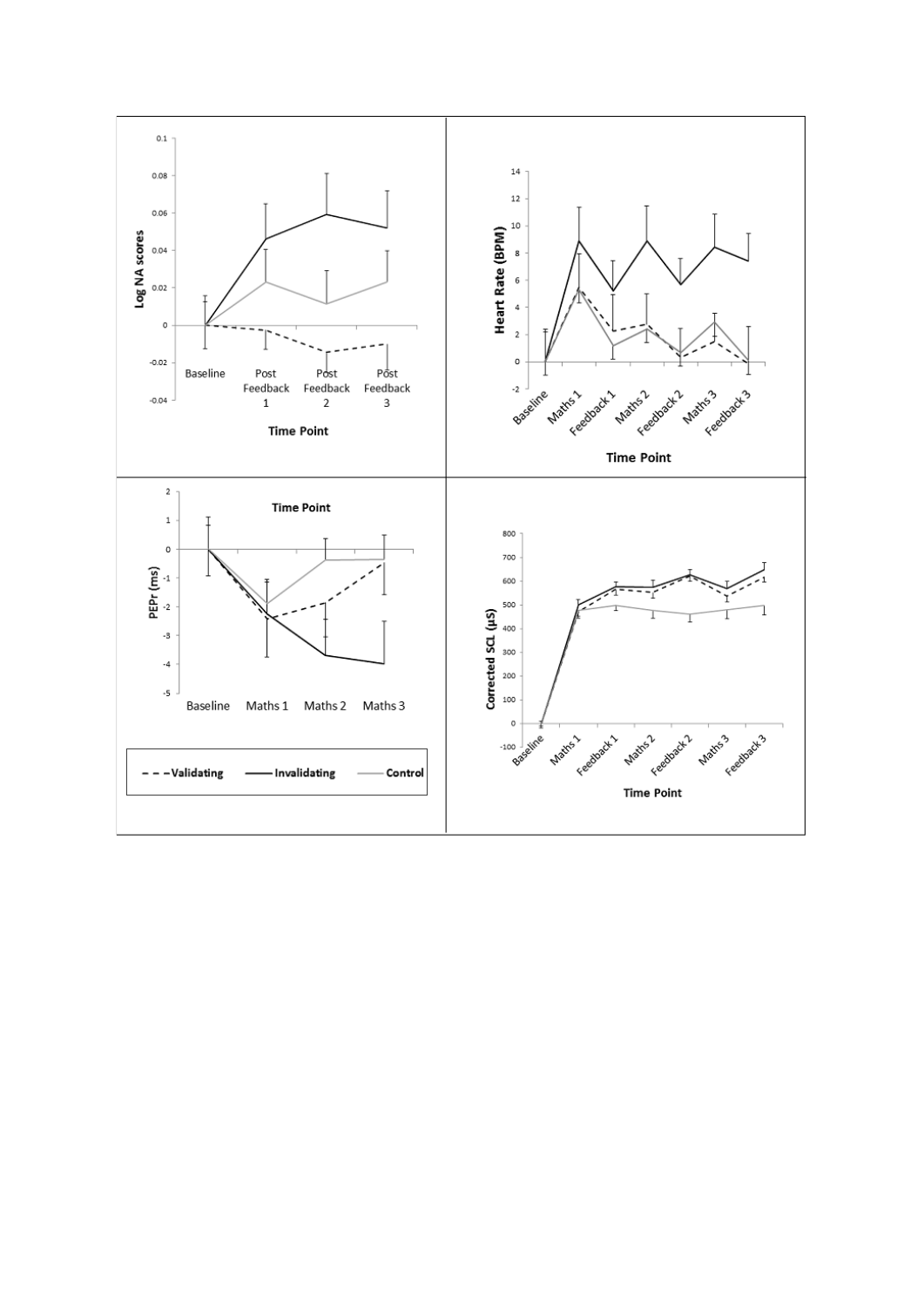0.1
0.08
0.06
0.04
0.02
0
-0.02
-0.04

Log NA scores

Baseline
Post Feedback 1
Post Feedback 2
Post Feedback 3

Time Point

14
12
10
8
6
4
2
0
-2

Heart Rate (BPM)

Baseline
Maths 1
Feedback 1
Maths 2
Feedback 2
Maths 3
Feedback 3

Time Point

2
1
0
-1
-2
-3
-4
-5

Time Point

PEPr (ms)

Baseline
Maths 1
Maths 2
Maths 3

Validating
Invalidating
Control

800
700
600
500
400
300
200
100
0
-100

Corrected SCL (µS)

Baseline
Maths 1
Feedback 1
Maths 2
Feedback 2
Maths 3
Feedback 3

Time Point